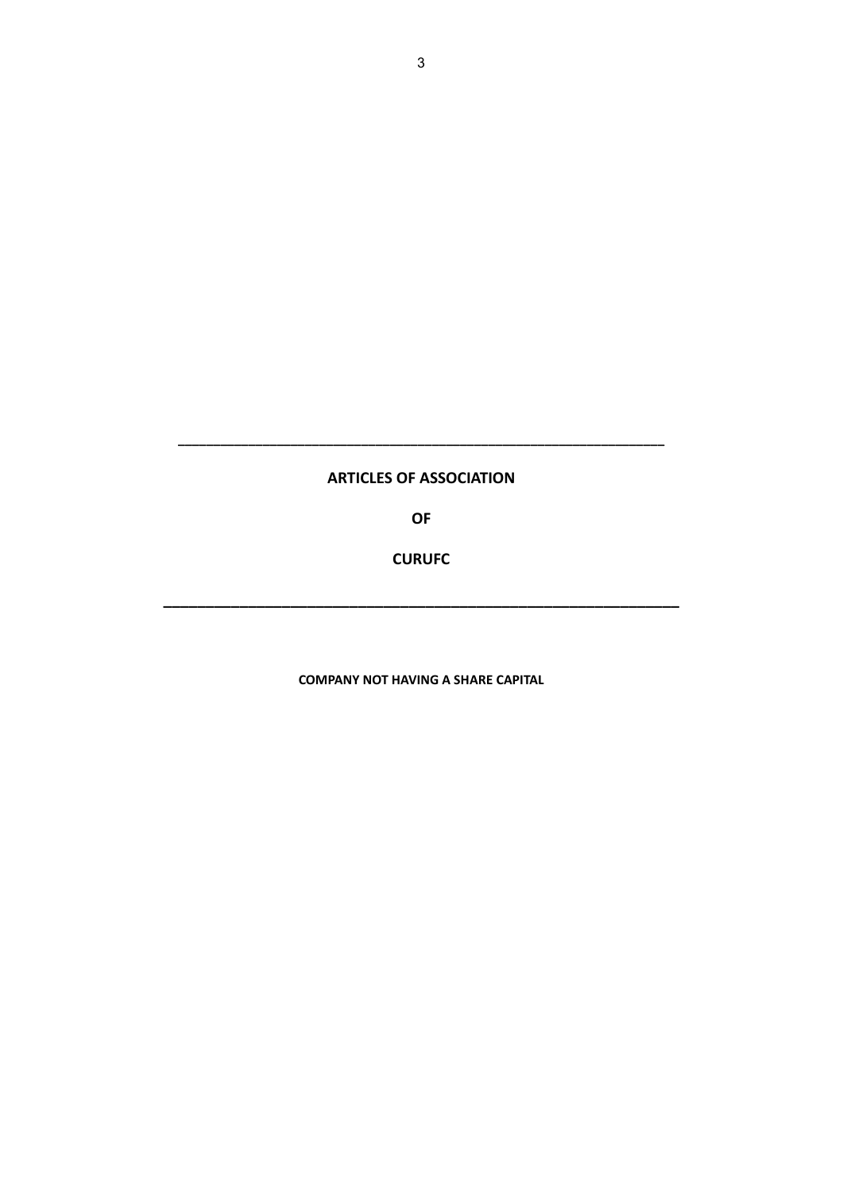---

# ARTICLES OF ASSOCIATION

# OF

# CURUFC

---

**COMPANY NOT HAVING A SHARE CAPITAL**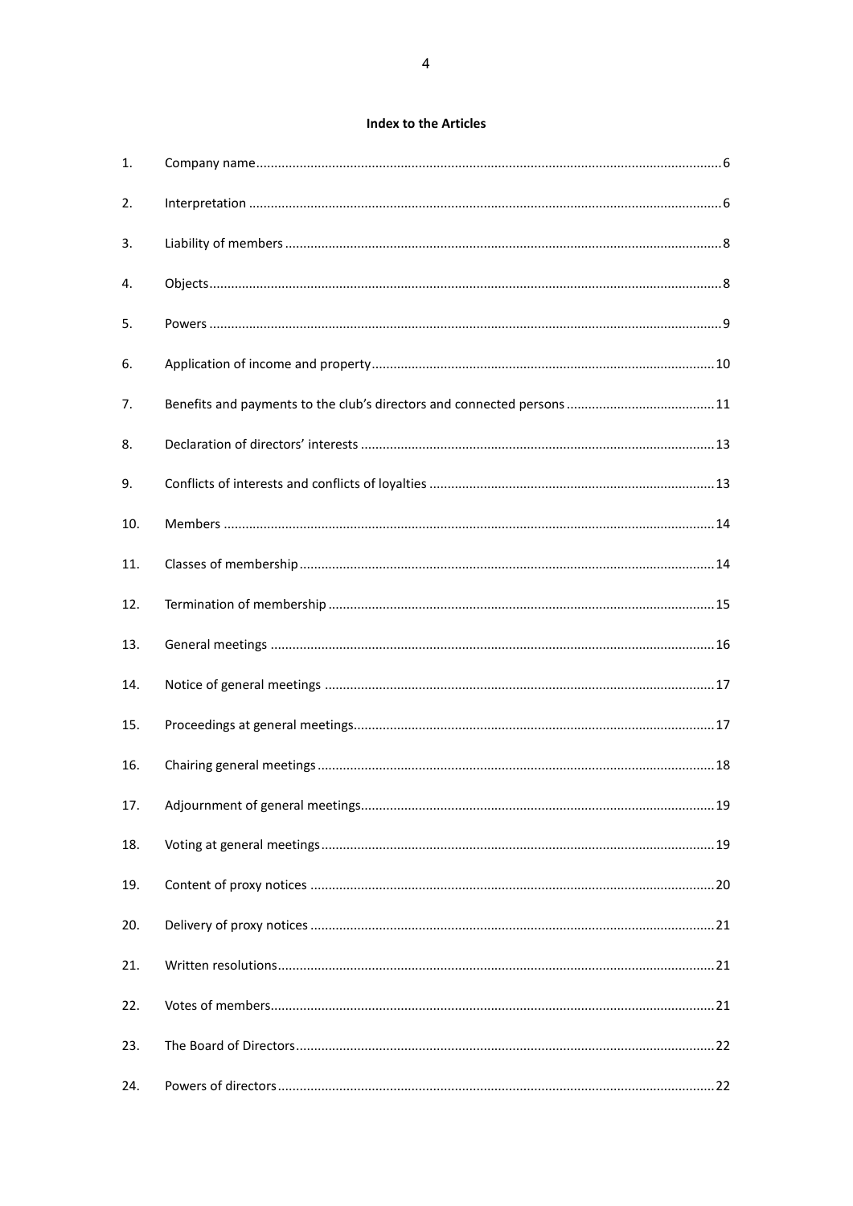**Index to the Articles**

| | | |
|---|---|---|
| 1. | Company name | 6 |
| 2. | Interpretation | 6 |
| 3. | Liability of members | 8 |
| 4. | Objects | 8 |
| 5. | Powers | 9 |
| 6. | Application of income and property | 10 |
| 7. | Benefits and payments to the club's directors and connected persons | 11 |
| 8. | Declaration of directors' interests | 13 |
| 9. | Conflicts of interests and conflicts of loyalties | 13 |
| 10. | Members | 14 |
| 11. | Classes of membership | 14 |
| 12. | Termination of membership | 15 |
| 13. | General meetings | 16 |
| 14. | Notice of general meetings | 17 |
| 15. | Proceedings at general meetings | 17 |
| 16. | Chairing general meetings | 18 |
| 17. | Adjournment of general meetings | 19 |
| 18. | Voting at general meetings | 19 |
| 19. | Content of proxy notices | 20 |
| 20. | Delivery of proxy notices | 21 |
| 21. | Written resolutions | 21 |
| 22. | Votes of members | 21 |
| 23. | The Board of Directors | 22 |
| 24. | Powers of directors | 22 |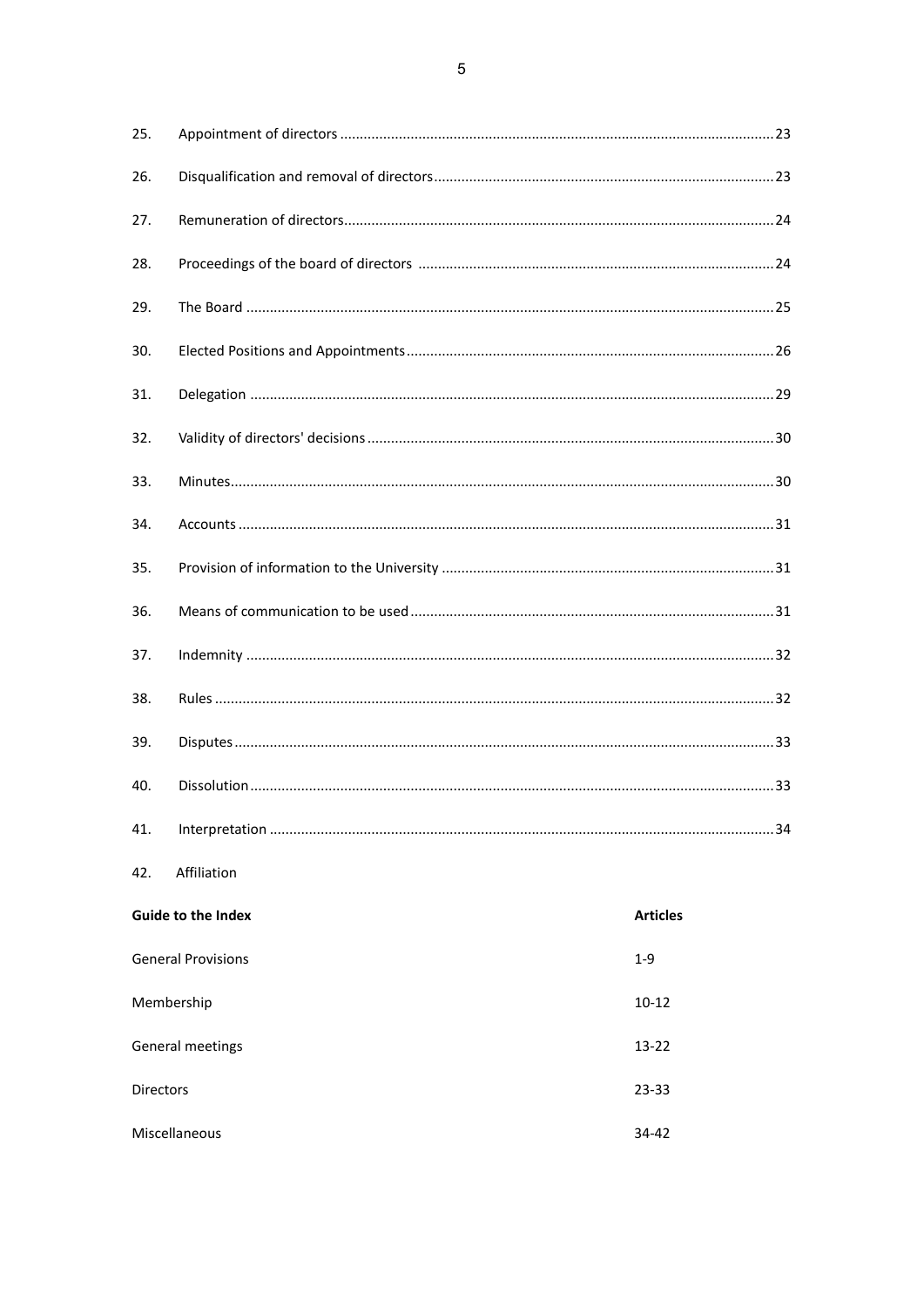| | | |
|---|---|---|
| 25. | Appointment of directors | 23 |
| 26. | Disqualification and removal of directors | 23 |
| 27. | Remuneration of directors | 24 |
| 28. | Proceedings of the board of directors | 24 |
| 29. | The Board | 25 |
| 30. | Elected Positions and Appointments | 26 |
| 31. | Delegation | 29 |
| 32. | Validity of directors' decisions | 30 |
| 33. | Minutes | 30 |
| 34. | Accounts | 31 |
| 35. | Provision of information to the University | 31 |
| 36. | Means of communication to be used | 31 |
| 37. | Indemnity | 32 |
| 38. | Rules | 32 |
| 39. | Disputes | 33 |
| 40. | Dissolution | 33 |
| 41. | Interpretation | 34 |
| 42. | Affiliation | |

| **Guide to the Index** | **Articles** |
|---|---|
| General Provisions | 1-9 |
| Membership | 10-12 |
| General meetings | 13-22 |
| Directors | 23-33 |
| Miscellaneous | 34-42 |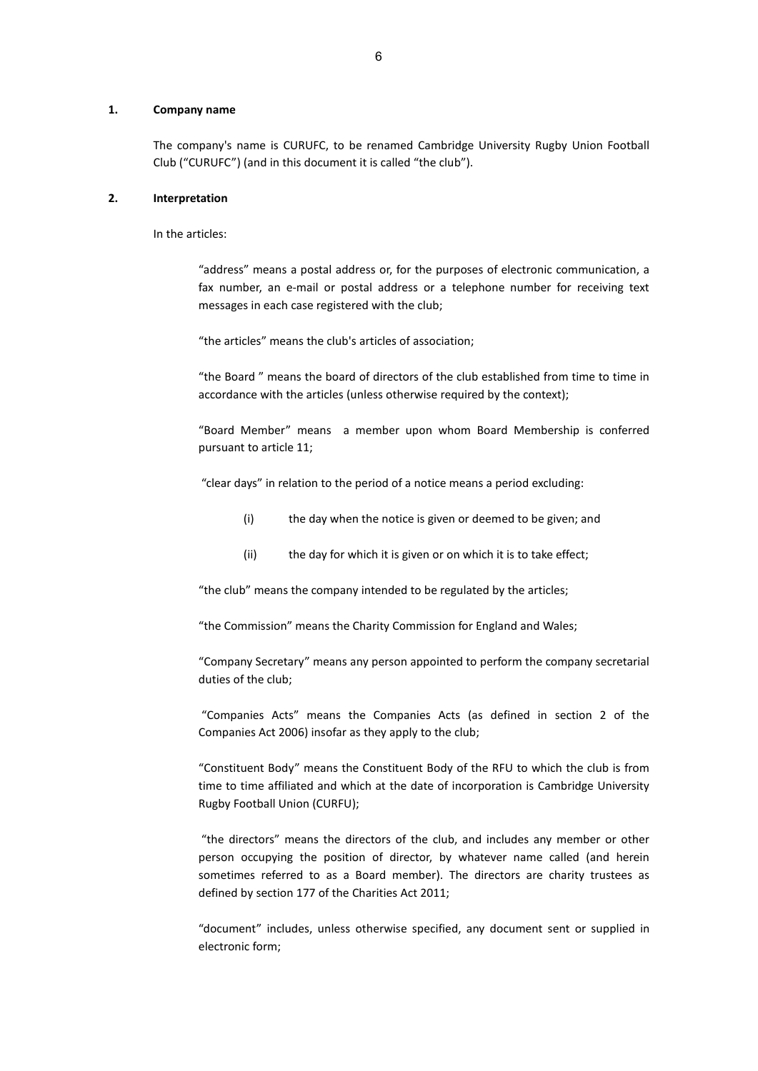**1. Company name**

The company's name is CURUFC, to be renamed Cambridge University Rugby Union Football Club ("CURUFC") (and in this document it is called "the club").

**2. Interpretation**

In the articles:

"address" means a postal address or, for the purposes of electronic communication, a fax number, an e-mail or postal address or a telephone number for receiving text messages in each case registered with the club;

"the articles" means the club's articles of association;

"the Board " means the board of directors of the club established from time to time in accordance with the articles (unless otherwise required by the context);

"Board Member" means a member upon whom Board Membership is conferred pursuant to article 11;

"clear days" in relation to the period of a notice means a period excluding:

(i) the day when the notice is given or deemed to be given; and

(ii) the day for which it is given or on which it is to take effect;

"the club" means the company intended to be regulated by the articles;

"the Commission" means the Charity Commission for England and Wales;

"Company Secretary" means any person appointed to perform the company secretarial duties of the club;

"Companies Acts" means the Companies Acts (as defined in section 2 of the Companies Act 2006) insofar as they apply to the club;

"Constituent Body" means the Constituent Body of the RFU to which the club is from time to time affiliated and which at the date of incorporation is Cambridge University Rugby Football Union (CURFU);

"the directors" means the directors of the club, and includes any member or other person occupying the position of director, by whatever name called (and herein sometimes referred to as a Board member). The directors are charity trustees as defined by section 177 of the Charities Act 2011;

"document" includes, unless otherwise specified, any document sent or supplied in electronic form;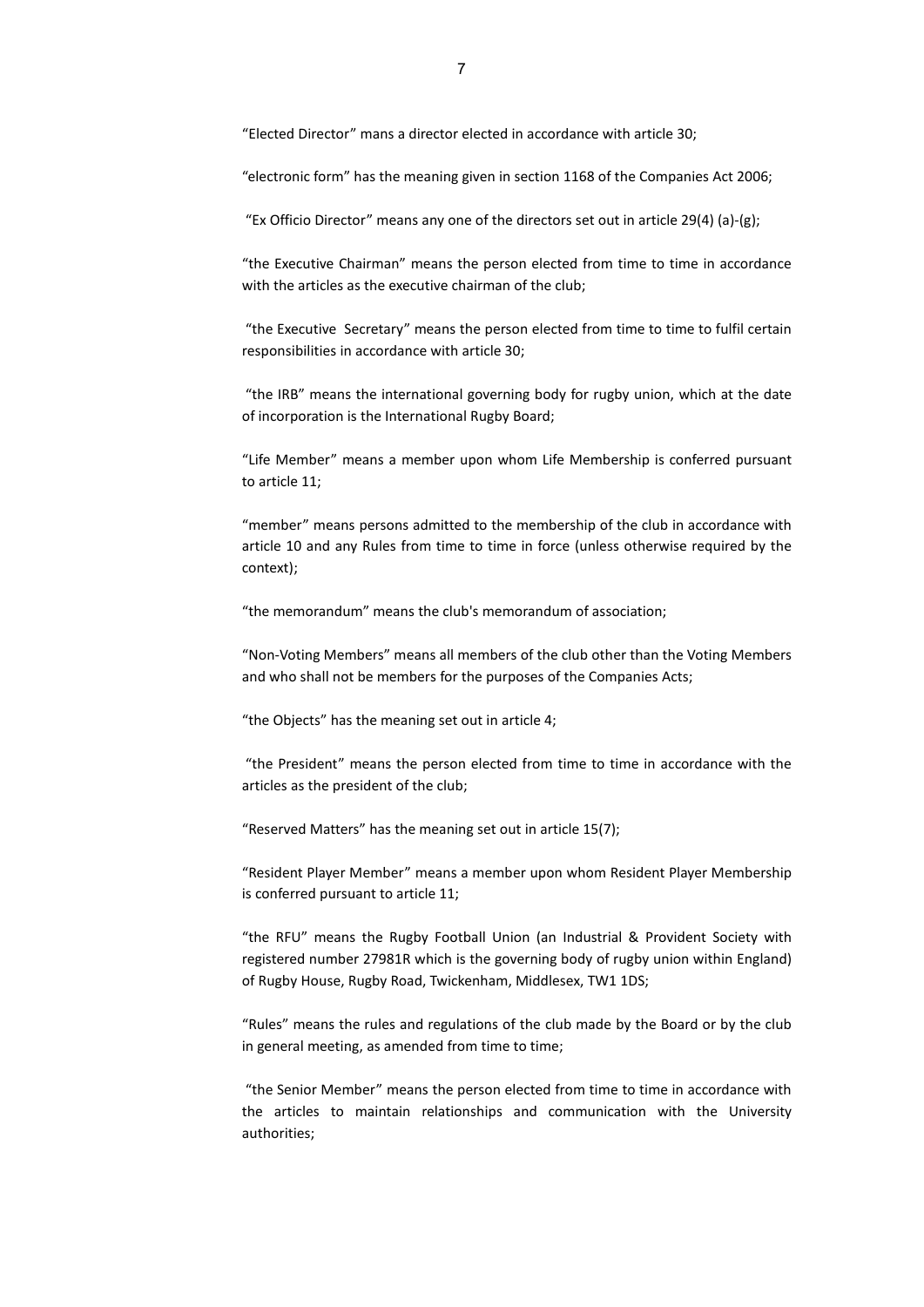"Elected Director" mans a director elected in accordance with article 30;

"electronic form" has the meaning given in section 1168 of the Companies Act 2006;

"Ex Officio Director" means any one of the directors set out in article 29(4) (a)-(g);

"the Executive Chairman" means the person elected from time to time in accordance with the articles as the executive chairman of the club;

"the Executive Secretary" means the person elected from time to time to fulfil certain responsibilities in accordance with article 30;

"the IRB" means the international governing body for rugby union, which at the date of incorporation is the International Rugby Board;

"Life Member" means a member upon whom Life Membership is conferred pursuant to article 11;

"member" means persons admitted to the membership of the club in accordance with article 10 and any Rules from time to time in force (unless otherwise required by the context);

"the memorandum" means the club's memorandum of association;

"Non-Voting Members" means all members of the club other than the Voting Members and who shall not be members for the purposes of the Companies Acts;

"the Objects" has the meaning set out in article 4;

"the President" means the person elected from time to time in accordance with the articles as the president of the club;

"Reserved Matters" has the meaning set out in article 15(7);

"Resident Player Member" means a member upon whom Resident Player Membership is conferred pursuant to article 11;

"the RFU" means the Rugby Football Union (an Industrial & Provident Society with registered number 27981R which is the governing body of rugby union within England) of Rugby House, Rugby Road, Twickenham, Middlesex, TW1 1DS;

"Rules" means the rules and regulations of the club made by the Board or by the club in general meeting, as amended from time to time;

"the Senior Member" means the person elected from time to time in accordance with the articles to maintain relationships and communication with the University authorities;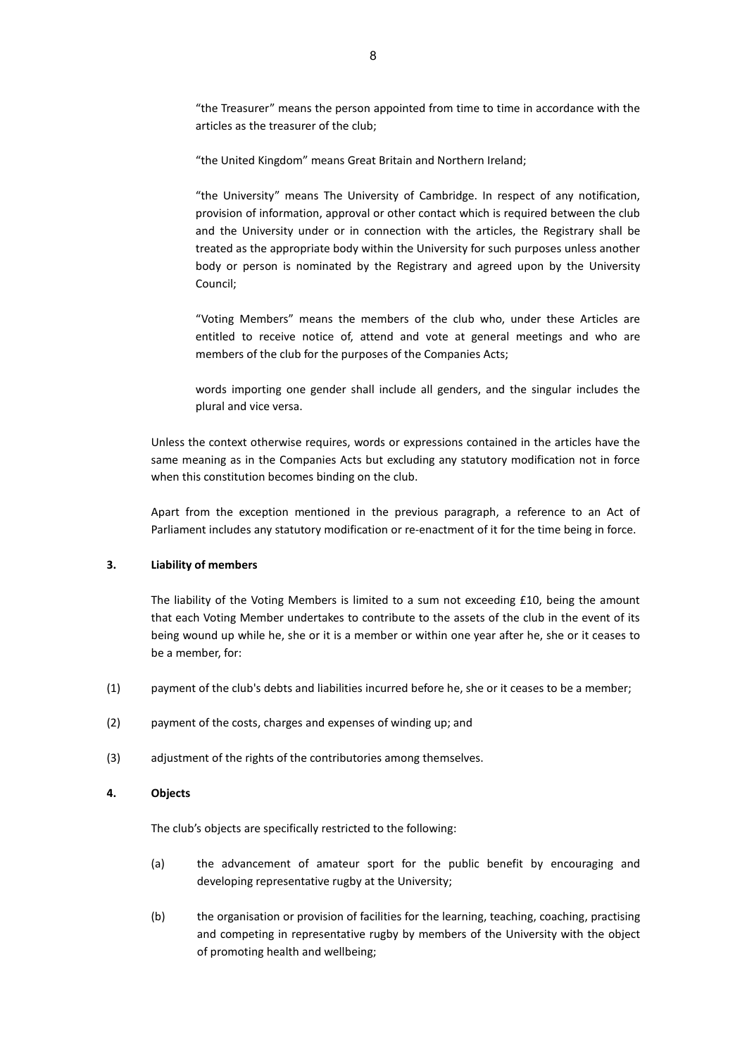"the Treasurer" means the person appointed from time to time in accordance with the articles as the treasurer of the club;

"the United Kingdom" means Great Britain and Northern Ireland;

"the University" means The University of Cambridge. In respect of any notification, provision of information, approval or other contact which is required between the club and the University under or in connection with the articles, the Registrary shall be treated as the appropriate body within the University for such purposes unless another body or person is nominated by the Registrary and agreed upon by the University Council;

"Voting Members" means the members of the club who, under these Articles are entitled to receive notice of, attend and vote at general meetings and who are members of the club for the purposes of the Companies Acts;

words importing one gender shall include all genders, and the singular includes the plural and vice versa.

Unless the context otherwise requires, words or expressions contained in the articles have the same meaning as in the Companies Acts but excluding any statutory modification not in force when this constitution becomes binding on the club.

Apart from the exception mentioned in the previous paragraph, a reference to an Act of Parliament includes any statutory modification or re-enactment of it for the time being in force.

**3. Liability of members**

The liability of the Voting Members is limited to a sum not exceeding £10, being the amount that each Voting Member undertakes to contribute to the assets of the club in the event of its being wound up while he, she or it is a member or within one year after he, she or it ceases to be a member, for:

(1) payment of the club's debts and liabilities incurred before he, she or it ceases to be a member;

(2) payment of the costs, charges and expenses of winding up; and

(3) adjustment of the rights of the contributories among themselves.

**4. Objects**

The club's objects are specifically restricted to the following:

(a) the advancement of amateur sport for the public benefit by encouraging and developing representative rugby at the University;

(b) the organisation or provision of facilities for the learning, teaching, coaching, practising and competing in representative rugby by members of the University with the object of promoting health and wellbeing;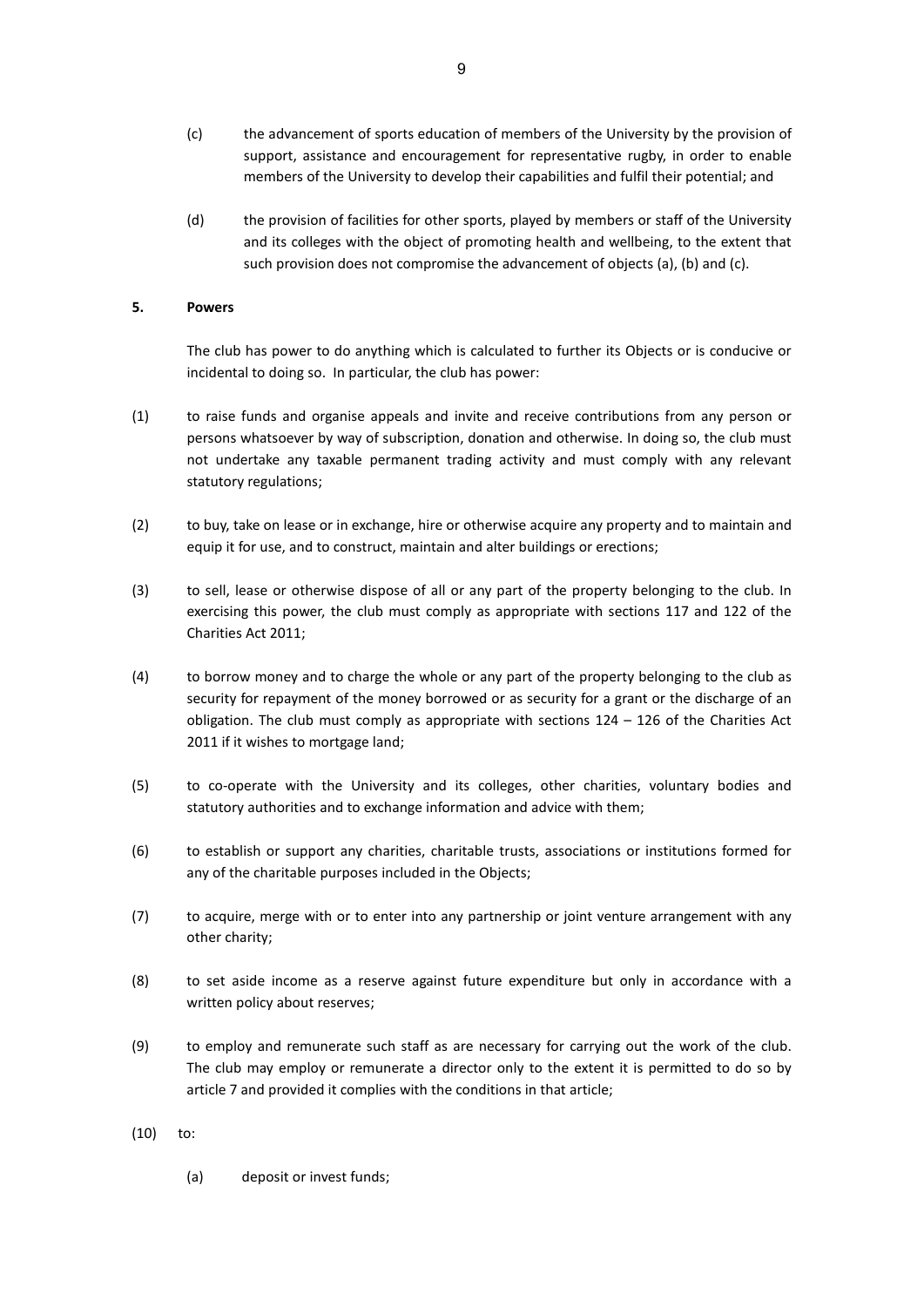(c) the advancement of sports education of members of the University by the provision of support, assistance and encouragement for representative rugby, in order to enable members of the University to develop their capabilities and fulfil their potential; and

(d) the provision of facilities for other sports, played by members or staff of the University and its colleges with the object of promoting health and wellbeing, to the extent that such provision does not compromise the advancement of objects (a), (b) and (c).

**5. Powers**

The club has power to do anything which is calculated to further its Objects or is conducive or incidental to doing so. In particular, the club has power:

(1) to raise funds and organise appeals and invite and receive contributions from any person or persons whatsoever by way of subscription, donation and otherwise. In doing so, the club must not undertake any taxable permanent trading activity and must comply with any relevant statutory regulations;

(2) to buy, take on lease or in exchange, hire or otherwise acquire any property and to maintain and equip it for use, and to construct, maintain and alter buildings or erections;

(3) to sell, lease or otherwise dispose of all or any part of the property belonging to the club. In exercising this power, the club must comply as appropriate with sections 117 and 122 of the Charities Act 2011;

(4) to borrow money and to charge the whole or any part of the property belonging to the club as security for repayment of the money borrowed or as security for a grant or the discharge of an obligation. The club must comply as appropriate with sections 124 – 126 of the Charities Act 2011 if it wishes to mortgage land;

(5) to co-operate with the University and its colleges, other charities, voluntary bodies and statutory authorities and to exchange information and advice with them;

(6) to establish or support any charities, charitable trusts, associations or institutions formed for any of the charitable purposes included in the Objects;

(7) to acquire, merge with or to enter into any partnership or joint venture arrangement with any other charity;

(8) to set aside income as a reserve against future expenditure but only in accordance with a written policy about reserves;

(9) to employ and remunerate such staff as are necessary for carrying out the work of the club. The club may employ or remunerate a director only to the extent it is permitted to do so by article 7 and provided it complies with the conditions in that article;

(10) to:

(a) deposit or invest funds;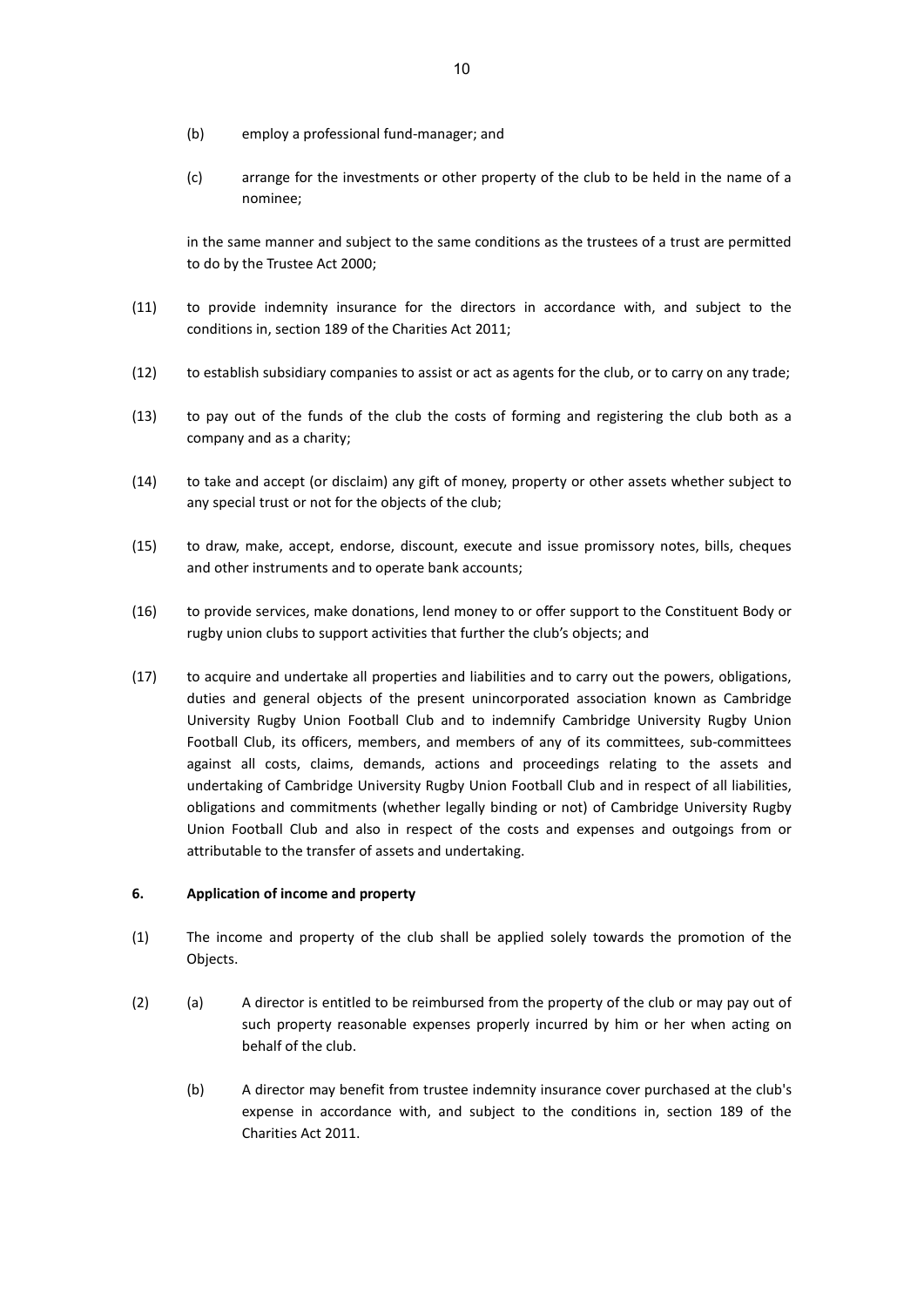(b) employ a professional fund-manager; and

(c) arrange for the investments or other property of the club to be held in the name of a nominee;

in the same manner and subject to the same conditions as the trustees of a trust are permitted to do by the Trustee Act 2000;

(11) to provide indemnity insurance for the directors in accordance with, and subject to the conditions in, section 189 of the Charities Act 2011;

(12) to establish subsidiary companies to assist or act as agents for the club, or to carry on any trade;

(13) to pay out of the funds of the club the costs of forming and registering the club both as a company and as a charity;

(14) to take and accept (or disclaim) any gift of money, property or other assets whether subject to any special trust or not for the objects of the club;

(15) to draw, make, accept, endorse, discount, execute and issue promissory notes, bills, cheques and other instruments and to operate bank accounts;

(16) to provide services, make donations, lend money to or offer support to the Constituent Body or rugby union clubs to support activities that further the club's objects; and

(17) to acquire and undertake all properties and liabilities and to carry out the powers, obligations, duties and general objects of the present unincorporated association known as Cambridge University Rugby Union Football Club and to indemnify Cambridge University Rugby Union Football Club, its officers, members, and members of any of its committees, sub-committees against all costs, claims, demands, actions and proceedings relating to the assets and undertaking of Cambridge University Rugby Union Football Club and in respect of all liabilities, obligations and commitments (whether legally binding or not) of Cambridge University Rugby Union Football Club and also in respect of the costs and expenses and outgoings from or attributable to the transfer of assets and undertaking.

**6. Application of income and property**

(1) The income and property of the club shall be applied solely towards the promotion of the Objects.

(2) (a) A director is entitled to be reimbursed from the property of the club or may pay out of such property reasonable expenses properly incurred by him or her when acting on behalf of the club.

(b) A director may benefit from trustee indemnity insurance cover purchased at the club's expense in accordance with, and subject to the conditions in, section 189 of the Charities Act 2011.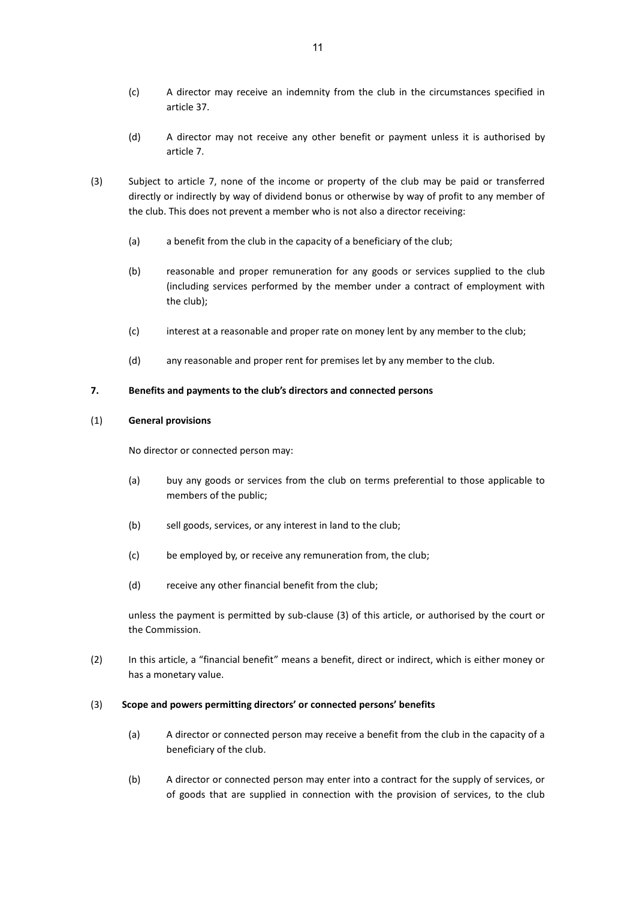(c) A director may receive an indemnity from the club in the circumstances specified in article 37.

(d) A director may not receive any other benefit or payment unless it is authorised by article 7.

(3) Subject to article 7, none of the income or property of the club may be paid or transferred directly or indirectly by way of dividend bonus or otherwise by way of profit to any member of the club. This does not prevent a member who is not also a director receiving:

(a) a benefit from the club in the capacity of a beneficiary of the club;

(b) reasonable and proper remuneration for any goods or services supplied to the club (including services performed by the member under a contract of employment with the club);

(c) interest at a reasonable and proper rate on money lent by any member to the club;

(d) any reasonable and proper rent for premises let by any member to the club.

**7. Benefits and payments to the club's directors and connected persons**

(1) **General provisions**

No director or connected person may:

(a) buy any goods or services from the club on terms preferential to those applicable to members of the public;

(b) sell goods, services, or any interest in land to the club;

(c) be employed by, or receive any remuneration from, the club;

(d) receive any other financial benefit from the club;

unless the payment is permitted by sub-clause (3) of this article, or authorised by the court or the Commission.

(2) In this article, a "financial benefit" means a benefit, direct or indirect, which is either money or has a monetary value.

(3) **Scope and powers permitting directors' or connected persons' benefits**

(a) A director or connected person may receive a benefit from the club in the capacity of a beneficiary of the club.

(b) A director or connected person may enter into a contract for the supply of services, or of goods that are supplied in connection with the provision of services, to the club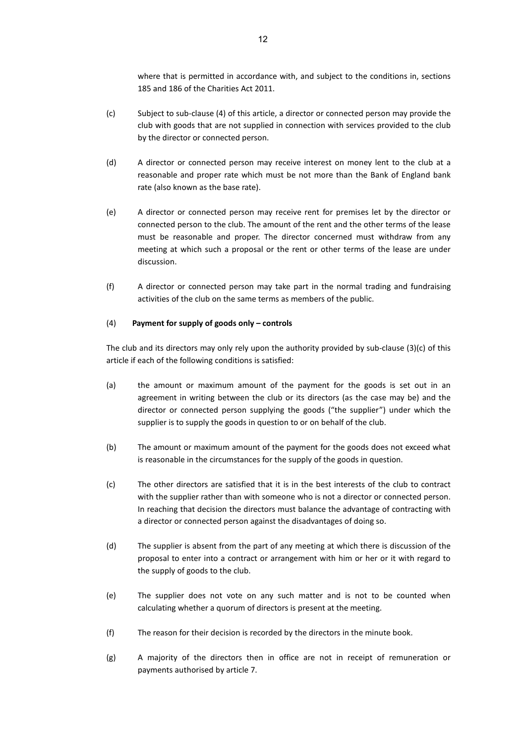where that is permitted in accordance with, and subject to the conditions in, sections 185 and 186 of the Charities Act 2011.

(c) Subject to sub-clause (4) of this article, a director or connected person may provide the club with goods that are not supplied in connection with services provided to the club by the director or connected person.

(d) A director or connected person may receive interest on money lent to the club at a reasonable and proper rate which must be not more than the Bank of England bank rate (also known as the base rate).

(e) A director or connected person may receive rent for premises let by the director or connected person to the club. The amount of the rent and the other terms of the lease must be reasonable and proper. The director concerned must withdraw from any meeting at which such a proposal or the rent or other terms of the lease are under discussion.

(f) A director or connected person may take part in the normal trading and fundraising activities of the club on the same terms as members of the public.

(4) **Payment for supply of goods only – controls**

The club and its directors may only rely upon the authority provided by sub-clause (3)(c) of this article if each of the following conditions is satisfied:

(a) the amount or maximum amount of the payment for the goods is set out in an agreement in writing between the club or its directors (as the case may be) and the director or connected person supplying the goods ("the supplier") under which the supplier is to supply the goods in question to or on behalf of the club.

(b) The amount or maximum amount of the payment for the goods does not exceed what is reasonable in the circumstances for the supply of the goods in question.

(c) The other directors are satisfied that it is in the best interests of the club to contract with the supplier rather than with someone who is not a director or connected person. In reaching that decision the directors must balance the advantage of contracting with a director or connected person against the disadvantages of doing so.

(d) The supplier is absent from the part of any meeting at which there is discussion of the proposal to enter into a contract or arrangement with him or her or it with regard to the supply of goods to the club.

(e) The supplier does not vote on any such matter and is not to be counted when calculating whether a quorum of directors is present at the meeting.

(f) The reason for their decision is recorded by the directors in the minute book.

(g) A majority of the directors then in office are not in receipt of remuneration or payments authorised by article 7.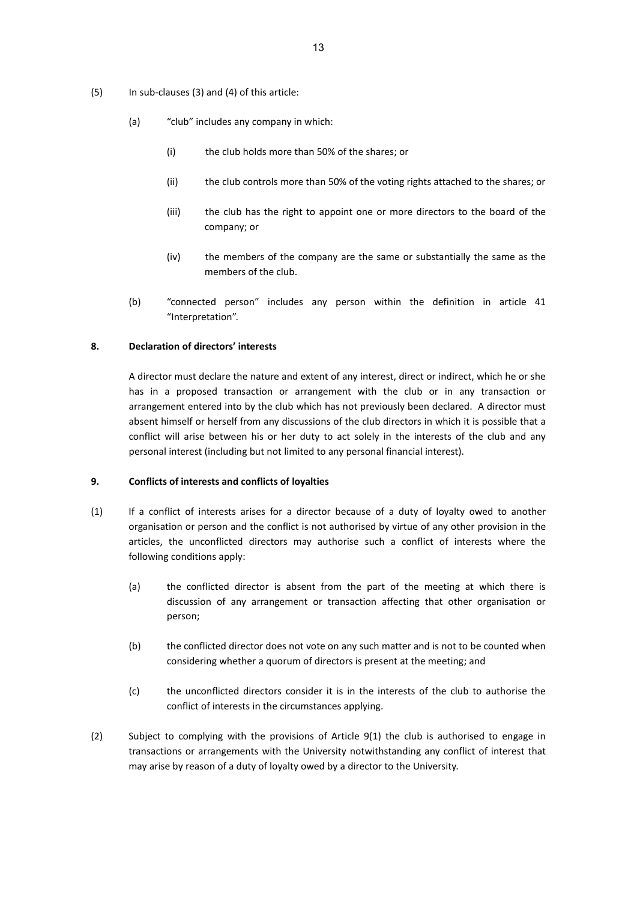(5) In sub-clauses (3) and (4) of this article:

(a) "club" includes any company in which:

(i) the club holds more than 50% of the shares; or

(ii) the club controls more than 50% of the voting rights attached to the shares; or

(iii) the club has the right to appoint one or more directors to the board of the company; or

(iv) the members of the company are the same or substantially the same as the members of the club.

(b) "connected person" includes any person within the definition in article 41 "Interpretation".

**8. Declaration of directors' interests**

A director must declare the nature and extent of any interest, direct or indirect, which he or she has in a proposed transaction or arrangement with the club or in any transaction or arrangement entered into by the club which has not previously been declared. A director must absent himself or herself from any discussions of the club directors in which it is possible that a conflict will arise between his or her duty to act solely in the interests of the club and any personal interest (including but not limited to any personal financial interest).

**9. Conflicts of interests and conflicts of loyalties**

(1) If a conflict of interests arises for a director because of a duty of loyalty owed to another organisation or person and the conflict is not authorised by virtue of any other provision in the articles, the unconflicted directors may authorise such a conflict of interests where the following conditions apply:

(a) the conflicted director is absent from the part of the meeting at which there is discussion of any arrangement or transaction affecting that other organisation or person;

(b) the conflicted director does not vote on any such matter and is not to be counted when considering whether a quorum of directors is present at the meeting; and

(c) the unconflicted directors consider it is in the interests of the club to authorise the conflict of interests in the circumstances applying.

(2) Subject to complying with the provisions of Article 9(1) the club is authorised to engage in transactions or arrangements with the University notwithstanding any conflict of interest that may arise by reason of a duty of loyalty owed by a director to the University.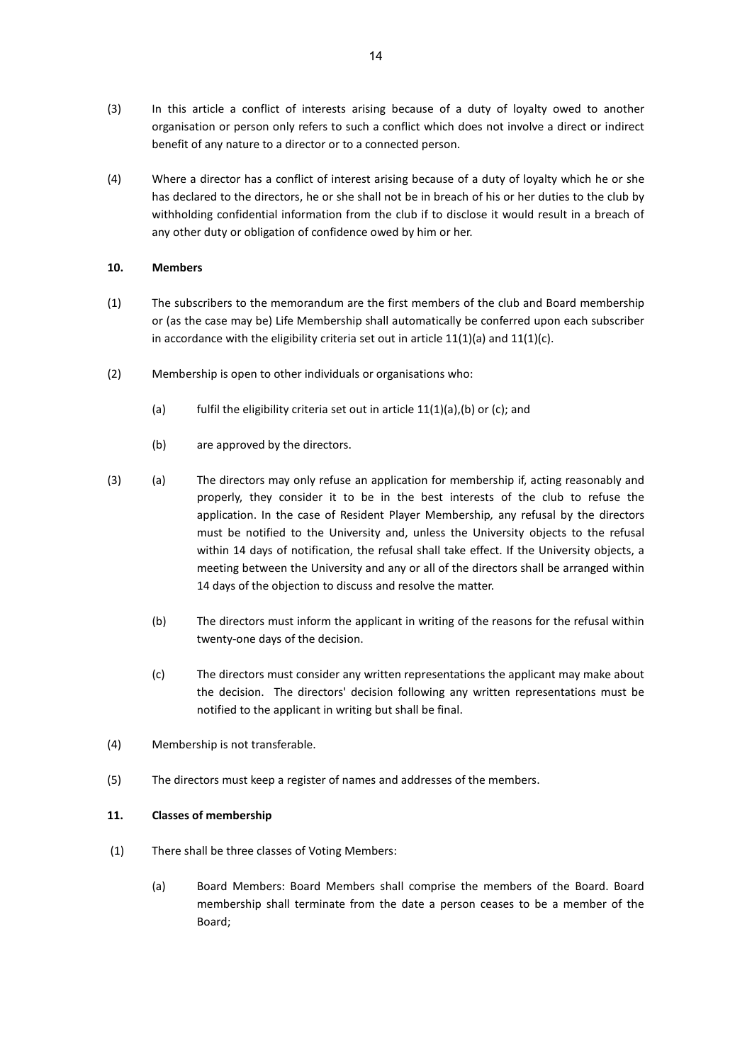(3) In this article a conflict of interests arising because of a duty of loyalty owed to another organisation or person only refers to such a conflict which does not involve a direct or indirect benefit of any nature to a director or to a connected person.

(4) Where a director has a conflict of interest arising because of a duty of loyalty which he or she has declared to the directors, he or she shall not be in breach of his or her duties to the club by withholding confidential information from the club if to disclose it would result in a breach of any other duty or obligation of confidence owed by him or her.

**10. Members**

(1) The subscribers to the memorandum are the first members of the club and Board membership or (as the case may be) Life Membership shall automatically be conferred upon each subscriber in accordance with the eligibility criteria set out in article 11(1)(a) and 11(1)(c).

(2) Membership is open to other individuals or organisations who:

(a) fulfil the eligibility criteria set out in article 11(1)(a),(b) or (c); and

(b) are approved by the directors.

(3) (a) The directors may only refuse an application for membership if, acting reasonably and properly, they consider it to be in the best interests of the club to refuse the application. In the case of Resident Player Membership*,* any refusal by the directors must be notified to the University and, unless the University objects to the refusal within 14 days of notification, the refusal shall take effect. If the University objects, a meeting between the University and any or all of the directors shall be arranged within 14 days of the objection to discuss and resolve the matter.

(b) The directors must inform the applicant in writing of the reasons for the refusal within twenty-one days of the decision.

(c) The directors must consider any written representations the applicant may make about the decision. The directors' decision following any written representations must be notified to the applicant in writing but shall be final.

(4) Membership is not transferable.

(5) The directors must keep a register of names and addresses of the members.

**11. Classes of membership**

(1) There shall be three classes of Voting Members:

(a) Board Members: Board Members shall comprise the members of the Board. Board membership shall terminate from the date a person ceases to be a member of the Board;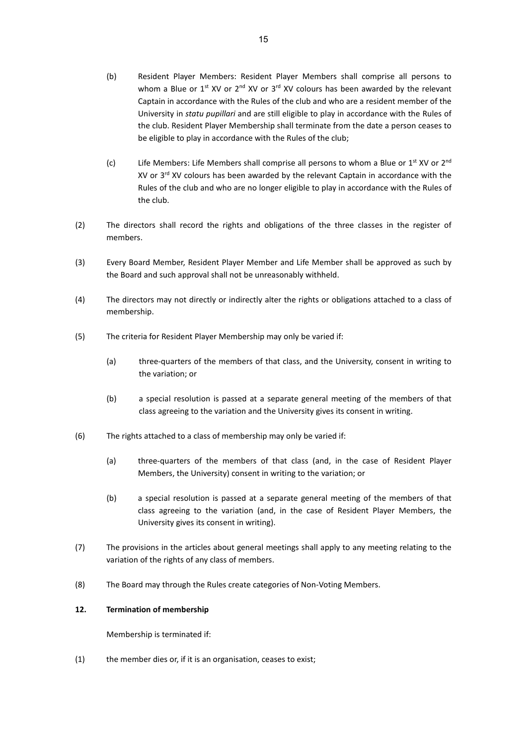(b) Resident Player Members: Resident Player Members shall comprise all persons to whom a Blue or 1st XV or 2nd XV or 3rd XV colours has been awarded by the relevant Captain in accordance with the Rules of the club and who are a resident member of the University in *statu pupillari* and are still eligible to play in accordance with the Rules of the club. Resident Player Membership shall terminate from the date a person ceases to be eligible to play in accordance with the Rules of the club;

(c) Life Members: Life Members shall comprise all persons to whom a Blue or 1st XV or 2nd XV or 3rd XV colours has been awarded by the relevant Captain in accordance with the Rules of the club and who are no longer eligible to play in accordance with the Rules of the club.

(2) The directors shall record the rights and obligations of the three classes in the register of members.

(3) Every Board Member, Resident Player Member and Life Member shall be approved as such by the Board and such approval shall not be unreasonably withheld.

(4) The directors may not directly or indirectly alter the rights or obligations attached to a class of membership.

(5) The criteria for Resident Player Membership may only be varied if:

(a) three-quarters of the members of that class, and the University, consent in writing to the variation; or

(b) a special resolution is passed at a separate general meeting of the members of that class agreeing to the variation and the University gives its consent in writing.

(6) The rights attached to a class of membership may only be varied if:

(a) three-quarters of the members of that class (and, in the case of Resident Player Members, the University) consent in writing to the variation; or

(b) a special resolution is passed at a separate general meeting of the members of that class agreeing to the variation (and, in the case of Resident Player Members, the University gives its consent in writing).

(7) The provisions in the articles about general meetings shall apply to any meeting relating to the variation of the rights of any class of members.

(8) The Board may through the Rules create categories of Non-Voting Members.

**12. Termination of membership**

Membership is terminated if:

(1) the member dies or, if it is an organisation, ceases to exist;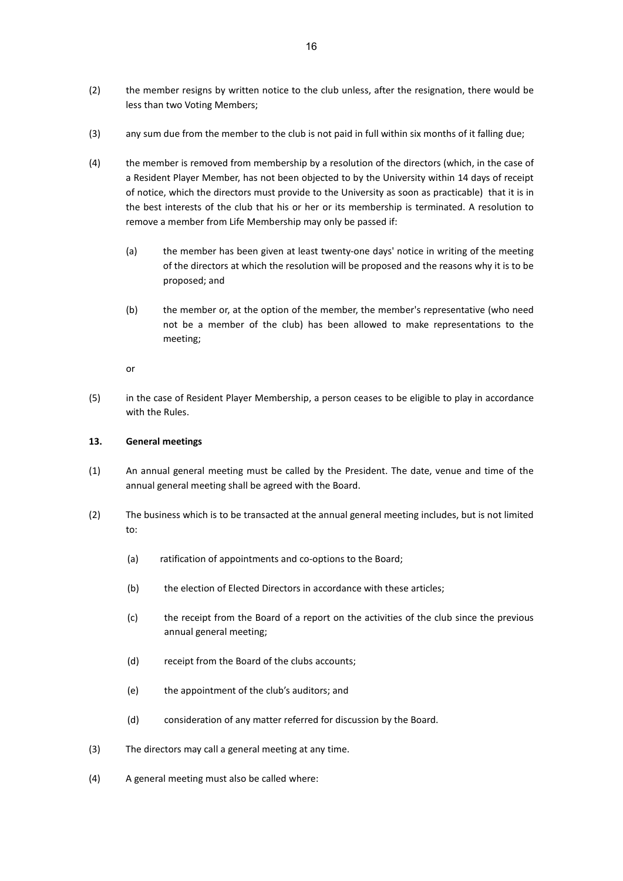(2) the member resigns by written notice to the club unless, after the resignation, there would be less than two Voting Members;

(3) any sum due from the member to the club is not paid in full within six months of it falling due;

(4) the member is removed from membership by a resolution of the directors (which, in the case of a Resident Player Member, has not been objected to by the University within 14 days of receipt of notice, which the directors must provide to the University as soon as practicable) that it is in the best interests of the club that his or her or its membership is terminated. A resolution to remove a member from Life Membership may only be passed if:

   (a) the member has been given at least twenty-one days' notice in writing of the meeting of the directors at which the resolution will be proposed and the reasons why it is to be proposed; and

   (b) the member or, at the option of the member, the member's representative (who need not be a member of the club) has been allowed to make representations to the meeting;

   or

(5) in the case of Resident Player Membership, a person ceases to be eligible to play in accordance with the Rules.

**13. General meetings**

(1) An annual general meeting must be called by the President. The date, venue and time of the annual general meeting shall be agreed with the Board.

(2) The business which is to be transacted at the annual general meeting includes, but is not limited to:

   (a) ratification of appointments and co-options to the Board;

   (b) the election of Elected Directors in accordance with these articles;

   (c) the receipt from the Board of a report on the activities of the club since the previous annual general meeting;

   (d) receipt from the Board of the clubs accounts;

   (e) the appointment of the club's auditors; and

   (d) consideration of any matter referred for discussion by the Board.

(3) The directors may call a general meeting at any time.

(4) A general meeting must also be called where: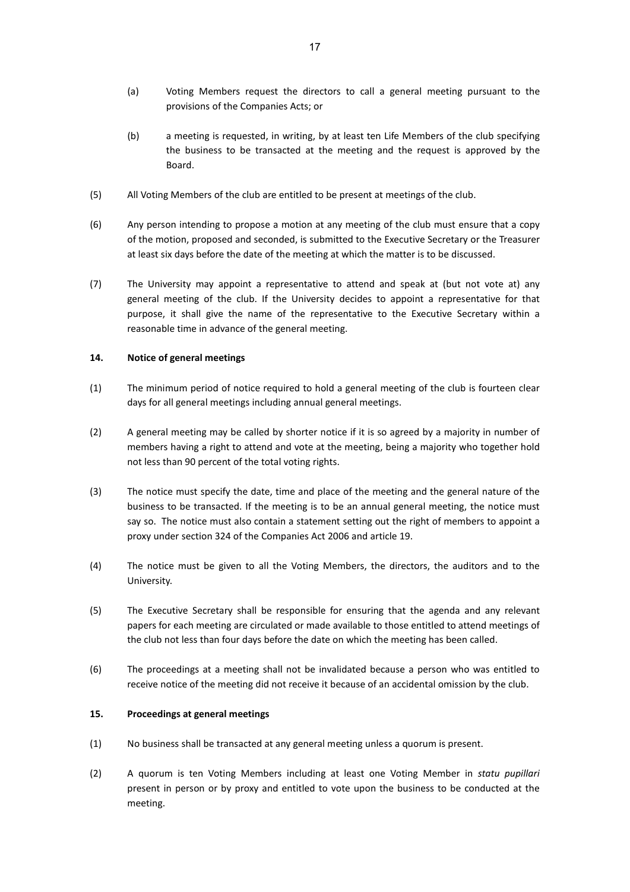(a) Voting Members request the directors to call a general meeting pursuant to the provisions of the Companies Acts; or

(b) a meeting is requested, in writing, by at least ten Life Members of the club specifying the business to be transacted at the meeting and the request is approved by the Board.

(5) All Voting Members of the club are entitled to be present at meetings of the club.

(6) Any person intending to propose a motion at any meeting of the club must ensure that a copy of the motion, proposed and seconded, is submitted to the Executive Secretary or the Treasurer at least six days before the date of the meeting at which the matter is to be discussed.

(7) The University may appoint a representative to attend and speak at (but not vote at) any general meeting of the club. If the University decides to appoint a representative for that purpose, it shall give the name of the representative to the Executive Secretary within a reasonable time in advance of the general meeting.

**14. Notice of general meetings**

(1) The minimum period of notice required to hold a general meeting of the club is fourteen clear days for all general meetings including annual general meetings.

(2) A general meeting may be called by shorter notice if it is so agreed by a majority in number of members having a right to attend and vote at the meeting, being a majority who together hold not less than 90 percent of the total voting rights.

(3) The notice must specify the date, time and place of the meeting and the general nature of the business to be transacted. If the meeting is to be an annual general meeting, the notice must say so. The notice must also contain a statement setting out the right of members to appoint a proxy under section 324 of the Companies Act 2006 and article 19.

(4) The notice must be given to all the Voting Members, the directors, the auditors and to the University.

(5) The Executive Secretary shall be responsible for ensuring that the agenda and any relevant papers for each meeting are circulated or made available to those entitled to attend meetings of the club not less than four days before the date on which the meeting has been called.

(6) The proceedings at a meeting shall not be invalidated because a person who was entitled to receive notice of the meeting did not receive it because of an accidental omission by the club.

**15. Proceedings at general meetings**

(1) No business shall be transacted at any general meeting unless a quorum is present.

(2) A quorum is ten Voting Members including at least one Voting Member in *statu pupillari* present in person or by proxy and entitled to vote upon the business to be conducted at the meeting.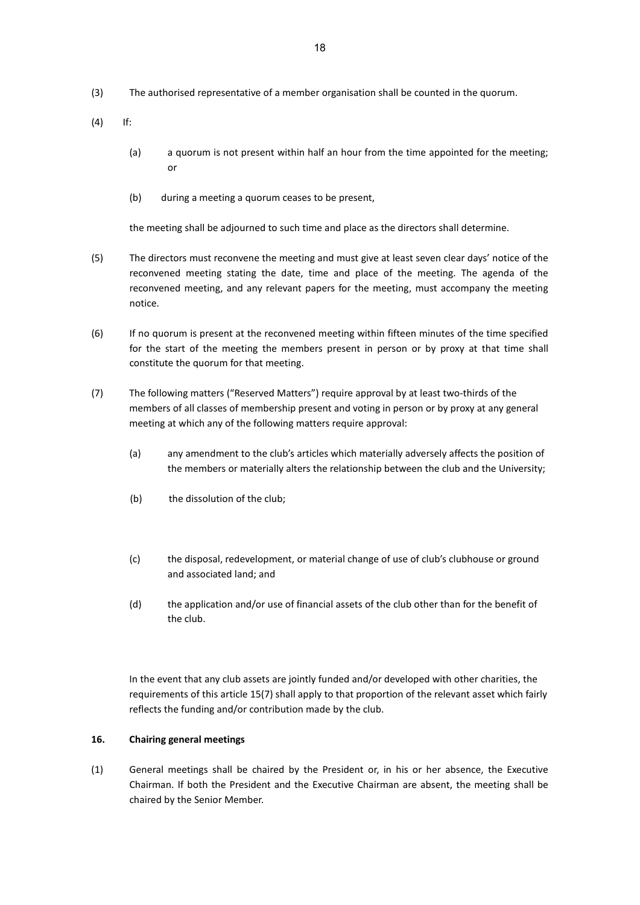(3) The authorised representative of a member organisation shall be counted in the quorum.

(4) If:

   (a) a quorum is not present within half an hour from the time appointed for the meeting; or

   (b) during a meeting a quorum ceases to be present,

   the meeting shall be adjourned to such time and place as the directors shall determine.

(5) The directors must reconvene the meeting and must give at least seven clear days' notice of the reconvened meeting stating the date, time and place of the meeting. The agenda of the reconvened meeting, and any relevant papers for the meeting, must accompany the meeting notice.

(6) If no quorum is present at the reconvened meeting within fifteen minutes of the time specified for the start of the meeting the members present in person or by proxy at that time shall constitute the quorum for that meeting.

(7) The following matters ("Reserved Matters") require approval by at least two-thirds of the members of all classes of membership present and voting in person or by proxy at any general meeting at which any of the following matters require approval:

   (a) any amendment to the club's articles which materially adversely affects the position of the members or materially alters the relationship between the club and the University;

   (b) the dissolution of the club;

   (c) the disposal, redevelopment, or material change of use of club's clubhouse or ground and associated land; and

   (d) the application and/or use of financial assets of the club other than for the benefit of the club.

   In the event that any club assets are jointly funded and/or developed with other charities, the requirements of this article 15(7) shall apply to that proportion of the relevant asset which fairly reflects the funding and/or contribution made by the club.

**16. Chairing general meetings**

(1) General meetings shall be chaired by the President or, in his or her absence, the Executive Chairman. If both the President and the Executive Chairman are absent, the meeting shall be chaired by the Senior Member.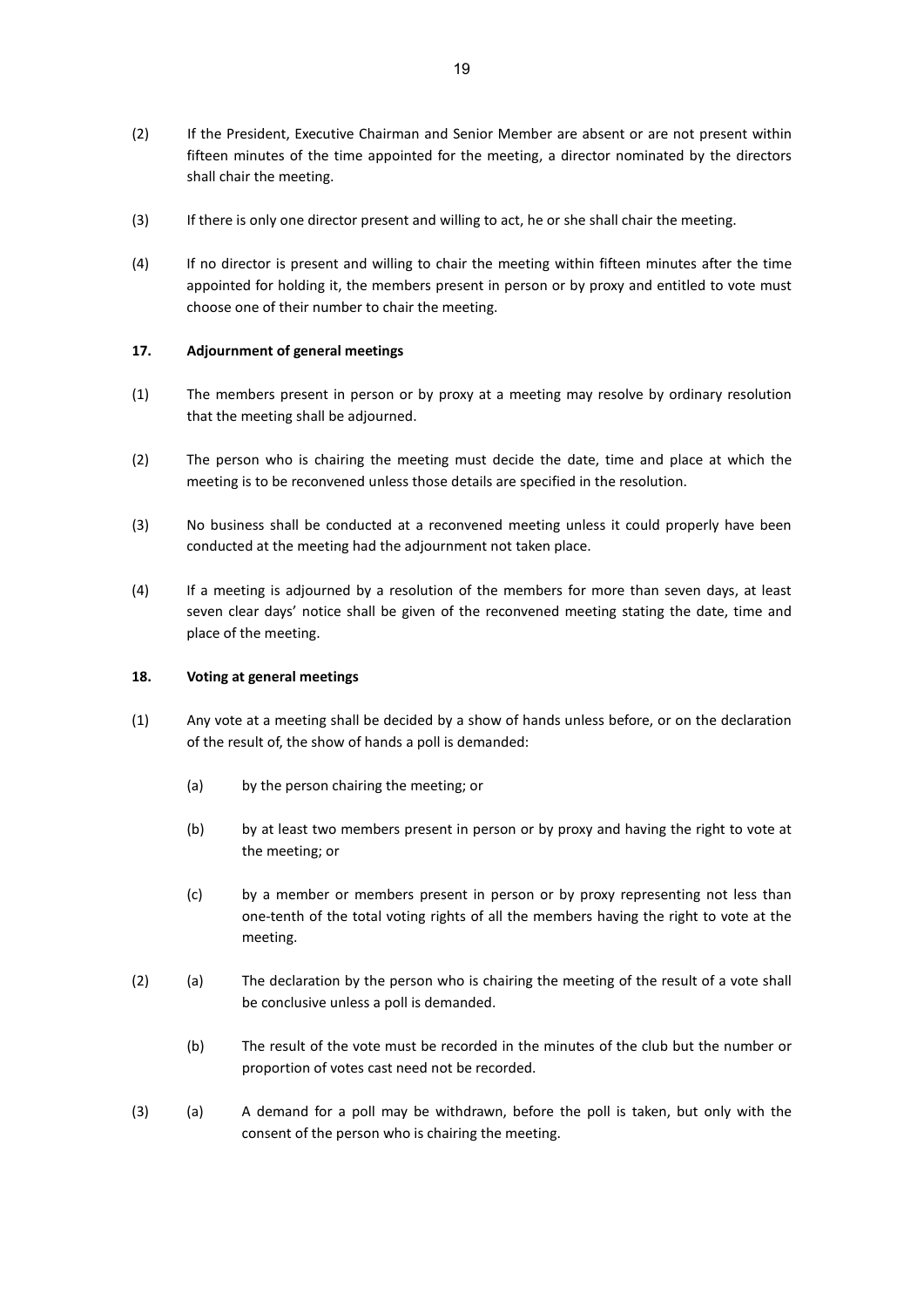(2) If the President, Executive Chairman and Senior Member are absent or are not present within fifteen minutes of the time appointed for the meeting, a director nominated by the directors shall chair the meeting.

(3) If there is only one director present and willing to act, he or she shall chair the meeting.

(4) If no director is present and willing to chair the meeting within fifteen minutes after the time appointed for holding it, the members present in person or by proxy and entitled to vote must choose one of their number to chair the meeting.

### 17. Adjournment of general meetings

(1) The members present in person or by proxy at a meeting may resolve by ordinary resolution that the meeting shall be adjourned.

(2) The person who is chairing the meeting must decide the date, time and place at which the meeting is to be reconvened unless those details are specified in the resolution.

(3) No business shall be conducted at a reconvened meeting unless it could properly have been conducted at the meeting had the adjournment not taken place.

(4) If a meeting is adjourned by a resolution of the members for more than seven days, at least seven clear days' notice shall be given of the reconvened meeting stating the date, time and place of the meeting.

### 18. Voting at general meetings

(1) Any vote at a meeting shall be decided by a show of hands unless before, or on the declaration of the result of, the show of hands a poll is demanded:

  (a) by the person chairing the meeting; or

  (b) by at least two members present in person or by proxy and having the right to vote at the meeting; or

  (c) by a member or members present in person or by proxy representing not less than one-tenth of the total voting rights of all the members having the right to vote at the meeting.

(2) (a) The declaration by the person who is chairing the meeting of the result of a vote shall be conclusive unless a poll is demanded.

  (b) The result of the vote must be recorded in the minutes of the club but the number or proportion of votes cast need not be recorded.

(3) (a) A demand for a poll may be withdrawn, before the poll is taken, but only with the consent of the person who is chairing the meeting.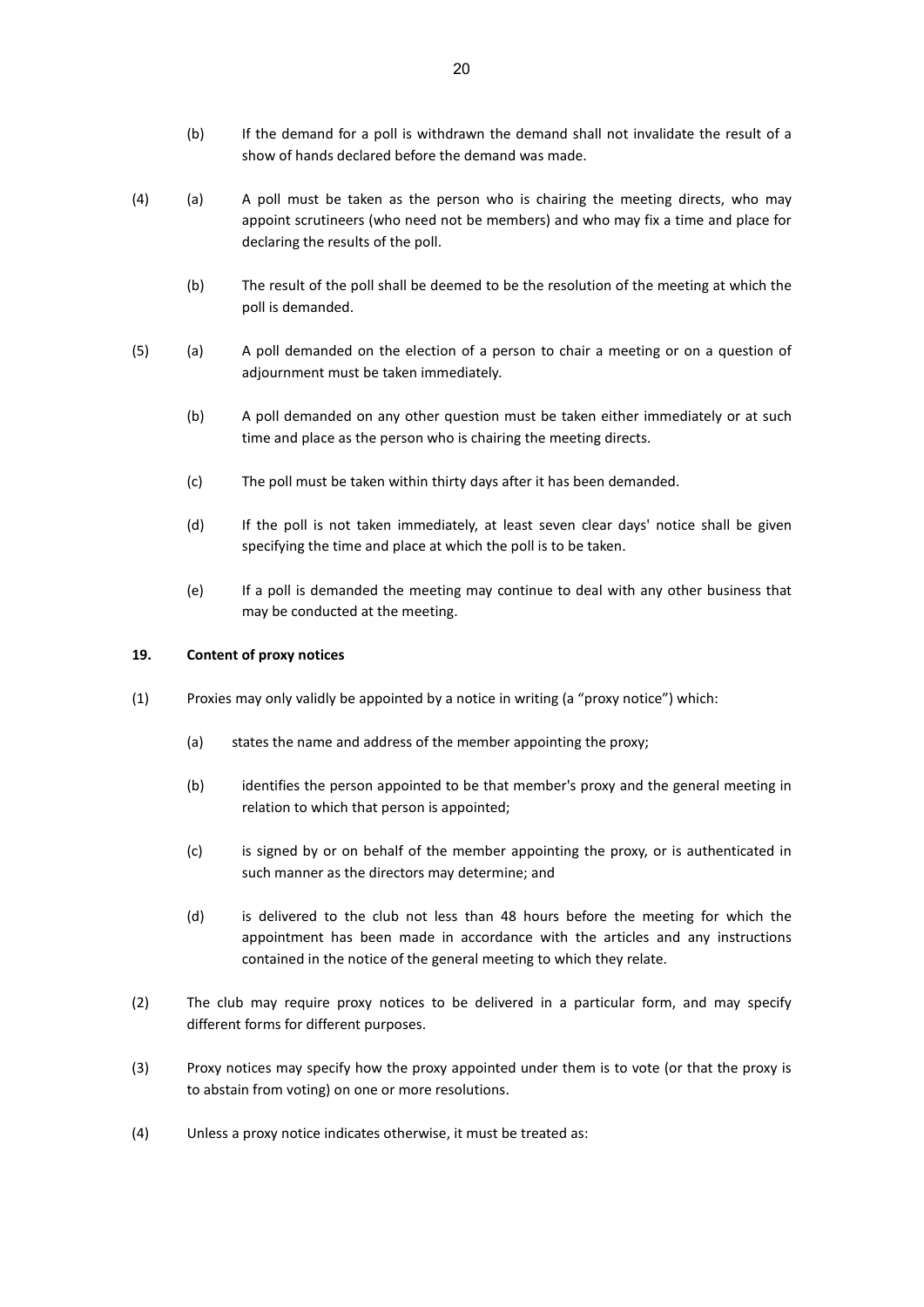(b) If the demand for a poll is withdrawn the demand shall not invalidate the result of a show of hands declared before the demand was made.

(4) (a) A poll must be taken as the person who is chairing the meeting directs, who may appoint scrutineers (who need not be members) and who may fix a time and place for declaring the results of the poll.

(b) The result of the poll shall be deemed to be the resolution of the meeting at which the poll is demanded.

(5) (a) A poll demanded on the election of a person to chair a meeting or on a question of adjournment must be taken immediately.

(b) A poll demanded on any other question must be taken either immediately or at such time and place as the person who is chairing the meeting directs.

(c) The poll must be taken within thirty days after it has been demanded.

(d) If the poll is not taken immediately, at least seven clear days' notice shall be given specifying the time and place at which the poll is to be taken.

(e) If a poll is demanded the meeting may continue to deal with any other business that may be conducted at the meeting.

**19. Content of proxy notices**

(1) Proxies may only validly be appointed by a notice in writing (a "proxy notice") which:

(a) states the name and address of the member appointing the proxy;

(b) identifies the person appointed to be that member's proxy and the general meeting in relation to which that person is appointed;

(c) is signed by or on behalf of the member appointing the proxy, or is authenticated in such manner as the directors may determine; and

(d) is delivered to the club not less than 48 hours before the meeting for which the appointment has been made in accordance with the articles and any instructions contained in the notice of the general meeting to which they relate.

(2) The club may require proxy notices to be delivered in a particular form, and may specify different forms for different purposes.

(3) Proxy notices may specify how the proxy appointed under them is to vote (or that the proxy is to abstain from voting) on one or more resolutions.

(4) Unless a proxy notice indicates otherwise, it must be treated as: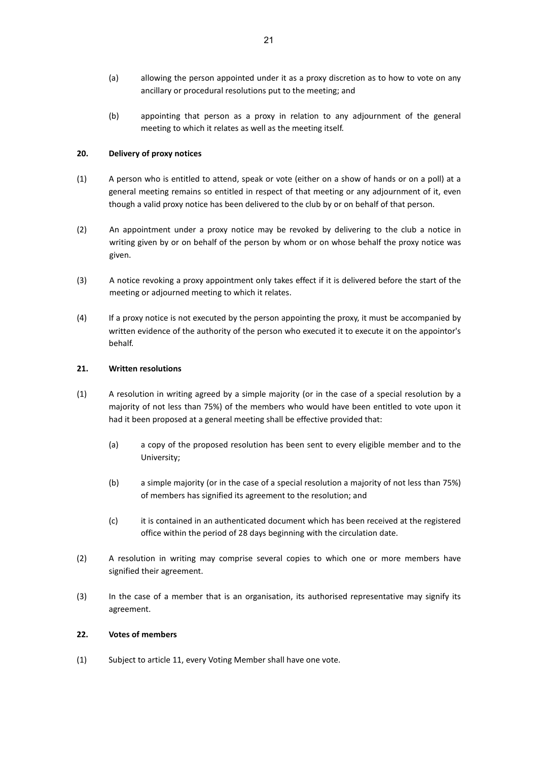(a) allowing the person appointed under it as a proxy discretion as to how to vote on any ancillary or procedural resolutions put to the meeting; and

(b) appointing that person as a proxy in relation to any adjournment of the general meeting to which it relates as well as the meeting itself.

**20. Delivery of proxy notices**

(1) A person who is entitled to attend, speak or vote (either on a show of hands or on a poll) at a general meeting remains so entitled in respect of that meeting or any adjournment of it, even though a valid proxy notice has been delivered to the club by or on behalf of that person.

(2) An appointment under a proxy notice may be revoked by delivering to the club a notice in writing given by or on behalf of the person by whom or on whose behalf the proxy notice was given.

(3) A notice revoking a proxy appointment only takes effect if it is delivered before the start of the meeting or adjourned meeting to which it relates.

(4) If a proxy notice is not executed by the person appointing the proxy, it must be accompanied by written evidence of the authority of the person who executed it to execute it on the appointor's behalf.

**21. Written resolutions**

(1) A resolution in writing agreed by a simple majority (or in the case of a special resolution by a majority of not less than 75%) of the members who would have been entitled to vote upon it had it been proposed at a general meeting shall be effective provided that:

(a) a copy of the proposed resolution has been sent to every eligible member and to the University;

(b) a simple majority (or in the case of a special resolution a majority of not less than 75%) of members has signified its agreement to the resolution; and

(c) it is contained in an authenticated document which has been received at the registered office within the period of 28 days beginning with the circulation date.

(2) A resolution in writing may comprise several copies to which one or more members have signified their agreement.

(3) In the case of a member that is an organisation, its authorised representative may signify its agreement.

**22. Votes of members**

(1) Subject to article 11, every Voting Member shall have one vote.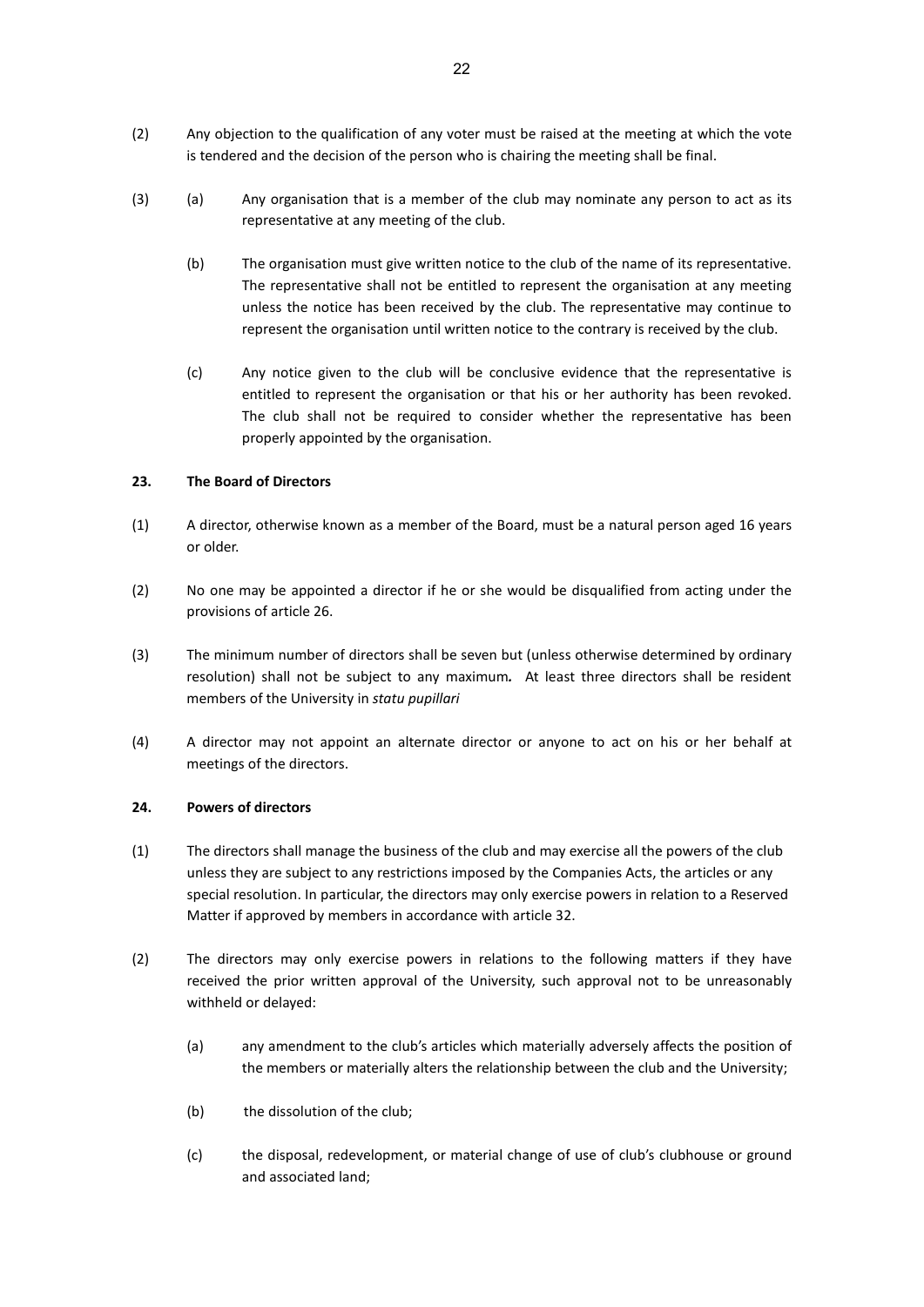(2) Any objection to the qualification of any voter must be raised at the meeting at which the vote is tendered and the decision of the person who is chairing the meeting shall be final.

(3) (a) Any organisation that is a member of the club may nominate any person to act as its representative at any meeting of the club.

(b) The organisation must give written notice to the club of the name of its representative. The representative shall not be entitled to represent the organisation at any meeting unless the notice has been received by the club. The representative may continue to represent the organisation until written notice to the contrary is received by the club.

(c) Any notice given to the club will be conclusive evidence that the representative is entitled to represent the organisation or that his or her authority has been revoked. The club shall not be required to consider whether the representative has been properly appointed by the organisation.

**23. The Board of Directors**

(1) A director, otherwise known as a member of the Board, must be a natural person aged 16 years or older.

(2) No one may be appointed a director if he or she would be disqualified from acting under the provisions of article 26.

(3) The minimum number of directors shall be seven but (unless otherwise determined by ordinary resolution) shall not be subject to any maximum**.** At least three directors shall be resident members of the University in *statu pupillari*

(4) A director may not appoint an alternate director or anyone to act on his or her behalf at meetings of the directors.

**24. Powers of directors**

(1) The directors shall manage the business of the club and may exercise all the powers of the club unless they are subject to any restrictions imposed by the Companies Acts, the articles or any special resolution. In particular, the directors may only exercise powers in relation to a Reserved Matter if approved by members in accordance with article 32.

(2) The directors may only exercise powers in relations to the following matters if they have received the prior written approval of the University, such approval not to be unreasonably withheld or delayed:

(a) any amendment to the club's articles which materially adversely affects the position of the members or materially alters the relationship between the club and the University;

(b) the dissolution of the club;

(c) the disposal, redevelopment, or material change of use of club's clubhouse or ground and associated land;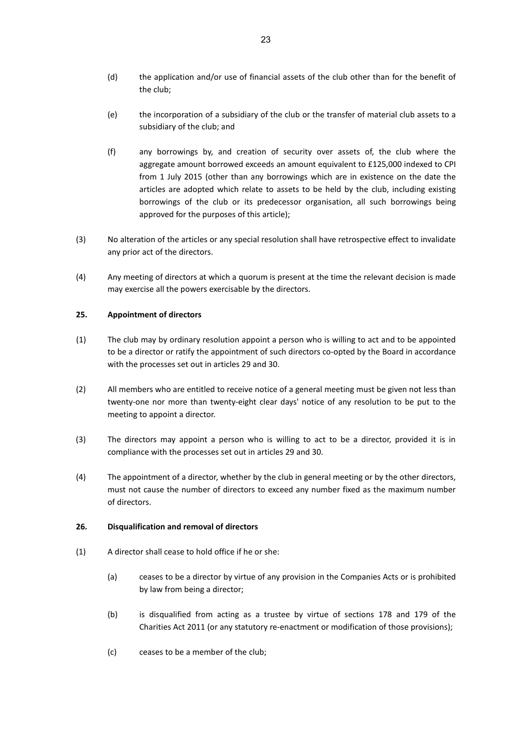(d) the application and/or use of financial assets of the club other than for the benefit of the club;

(e) the incorporation of a subsidiary of the club or the transfer of material club assets to a subsidiary of the club; and

(f) any borrowings by, and creation of security over assets of, the club where the aggregate amount borrowed exceeds an amount equivalent to £125,000 indexed to CPI from 1 July 2015 (other than any borrowings which are in existence on the date the articles are adopted which relate to assets to be held by the club, including existing borrowings of the club or its predecessor organisation, all such borrowings being approved for the purposes of this article);

(3) No alteration of the articles or any special resolution shall have retrospective effect to invalidate any prior act of the directors.

(4) Any meeting of directors at which a quorum is present at the time the relevant decision is made may exercise all the powers exercisable by the directors.

**25. Appointment of directors**

(1) The club may by ordinary resolution appoint a person who is willing to act and to be appointed to be a director or ratify the appointment of such directors co-opted by the Board in accordance with the processes set out in articles 29 and 30.

(2) All members who are entitled to receive notice of a general meeting must be given not less than twenty-one nor more than twenty-eight clear days' notice of any resolution to be put to the meeting to appoint a director.

(3) The directors may appoint a person who is willing to act to be a director, provided it is in compliance with the processes set out in articles 29 and 30.

(4) The appointment of a director, whether by the club in general meeting or by the other directors, must not cause the number of directors to exceed any number fixed as the maximum number of directors.

**26. Disqualification and removal of directors**

(1) A director shall cease to hold office if he or she:

(a) ceases to be a director by virtue of any provision in the Companies Acts or is prohibited by law from being a director;

(b) is disqualified from acting as a trustee by virtue of sections 178 and 179 of the Charities Act 2011 (or any statutory re-enactment or modification of those provisions);

(c) ceases to be a member of the club;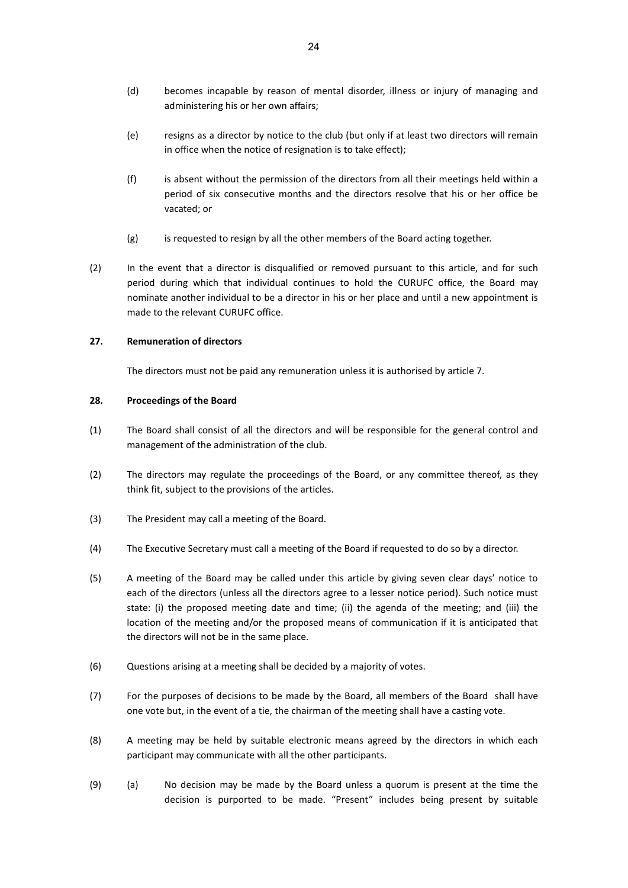(d) becomes incapable by reason of mental disorder, illness or injury of managing and administering his or her own affairs;

(e) resigns as a director by notice to the club (but only if at least two directors will remain in office when the notice of resignation is to take effect);

(f) is absent without the permission of the directors from all their meetings held within a period of six consecutive months and the directors resolve that his or her office be vacated; or

(g) is requested to resign by all the other members of the Board acting together.

(2) In the event that a director is disqualified or removed pursuant to this article, and for such period during which that individual continues to hold the CURUFC office, the Board may nominate another individual to be a director in his or her place and until a new appointment is made to the relevant CURUFC office.

**27. Remuneration of directors**

The directors must not be paid any remuneration unless it is authorised by article 7.

**28. Proceedings of the Board**

(1) The Board shall consist of all the directors and will be responsible for the general control and management of the administration of the club.

(2) The directors may regulate the proceedings of the Board, or any committee thereof, as they think fit, subject to the provisions of the articles.

(3) The President may call a meeting of the Board.

(4) The Executive Secretary must call a meeting of the Board if requested to do so by a director.

(5) A meeting of the Board may be called under this article by giving seven clear days' notice to each of the directors (unless all the directors agree to a lesser notice period). Such notice must state: (i) the proposed meeting date and time; (ii) the agenda of the meeting; and (iii) the location of the meeting and/or the proposed means of communication if it is anticipated that the directors will not be in the same place.

(6) Questions arising at a meeting shall be decided by a majority of votes.

(7) For the purposes of decisions to be made by the Board, all members of the Board shall have one vote but, in the event of a tie, the chairman of the meeting shall have a casting vote.

(8) A meeting may be held by suitable electronic means agreed by the directors in which each participant may communicate with all the other participants.

(9) (a) No decision may be made by the Board unless a quorum is present at the time the decision is purported to be made. "Present" includes being present by suitable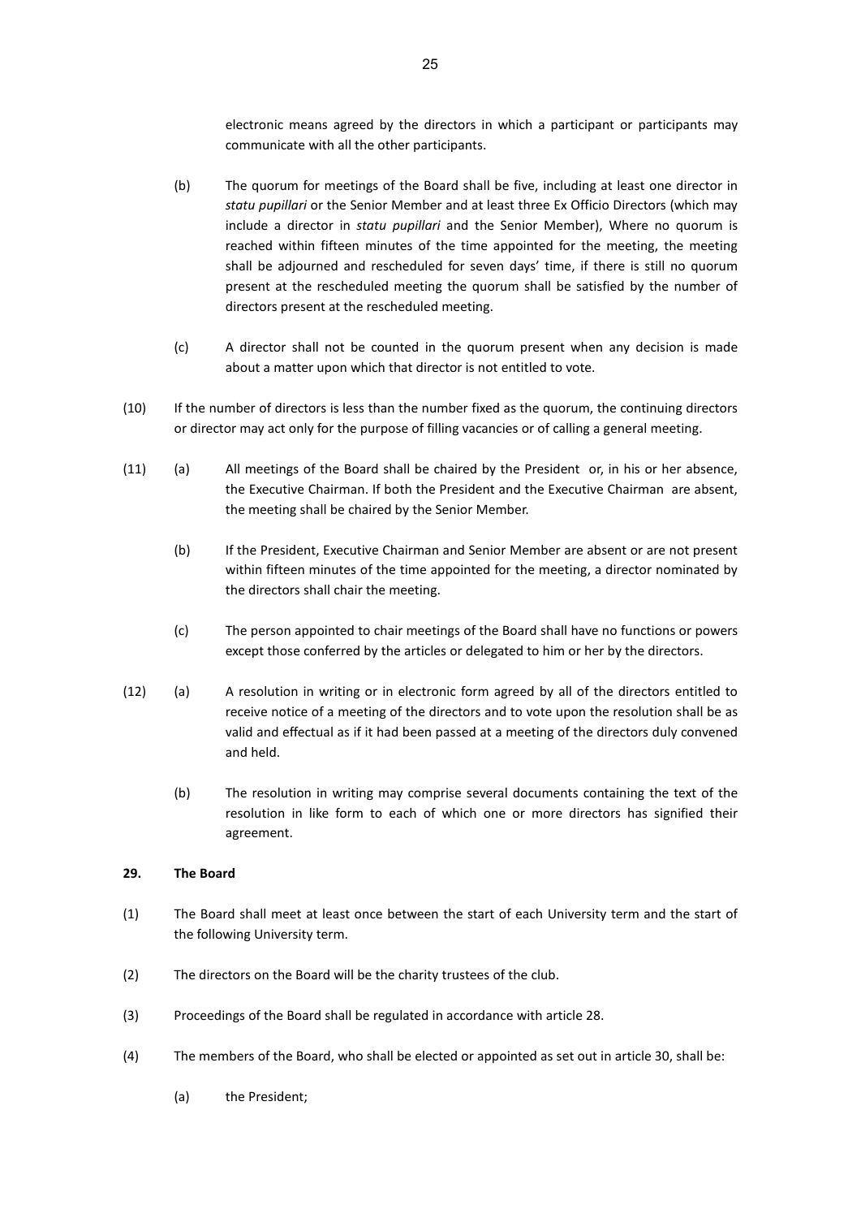electronic means agreed by the directors in which a participant or participants may communicate with all the other participants.

(b) The quorum for meetings of the Board shall be five, including at least one director in *statu pupillari* or the Senior Member and at least three Ex Officio Directors (which may include a director in *statu pupillari* and the Senior Member), Where no quorum is reached within fifteen minutes of the time appointed for the meeting, the meeting shall be adjourned and rescheduled for seven days' time, if there is still no quorum present at the rescheduled meeting the quorum shall be satisfied by the number of directors present at the rescheduled meeting.

(c) A director shall not be counted in the quorum present when any decision is made about a matter upon which that director is not entitled to vote.

(10) If the number of directors is less than the number fixed as the quorum, the continuing directors or director may act only for the purpose of filling vacancies or of calling a general meeting.

(11) (a) All meetings of the Board shall be chaired by the President or, in his or her absence, the Executive Chairman. If both the President and the Executive Chairman are absent, the meeting shall be chaired by the Senior Member.

(b) If the President, Executive Chairman and Senior Member are absent or are not present within fifteen minutes of the time appointed for the meeting, a director nominated by the directors shall chair the meeting.

(c) The person appointed to chair meetings of the Board shall have no functions or powers except those conferred by the articles or delegated to him or her by the directors.

(12) (a) A resolution in writing or in electronic form agreed by all of the directors entitled to receive notice of a meeting of the directors and to vote upon the resolution shall be as valid and effectual as if it had been passed at a meeting of the directors duly convened and held.

(b) The resolution in writing may comprise several documents containing the text of the resolution in like form to each of which one or more directors has signified their agreement.

**29. The Board**

(1) The Board shall meet at least once between the start of each University term and the start of the following University term.

(2) The directors on the Board will be the charity trustees of the club.

(3) Proceedings of the Board shall be regulated in accordance with article 28.

(4) The members of the Board, who shall be elected or appointed as set out in article 30, shall be:

(a) the President;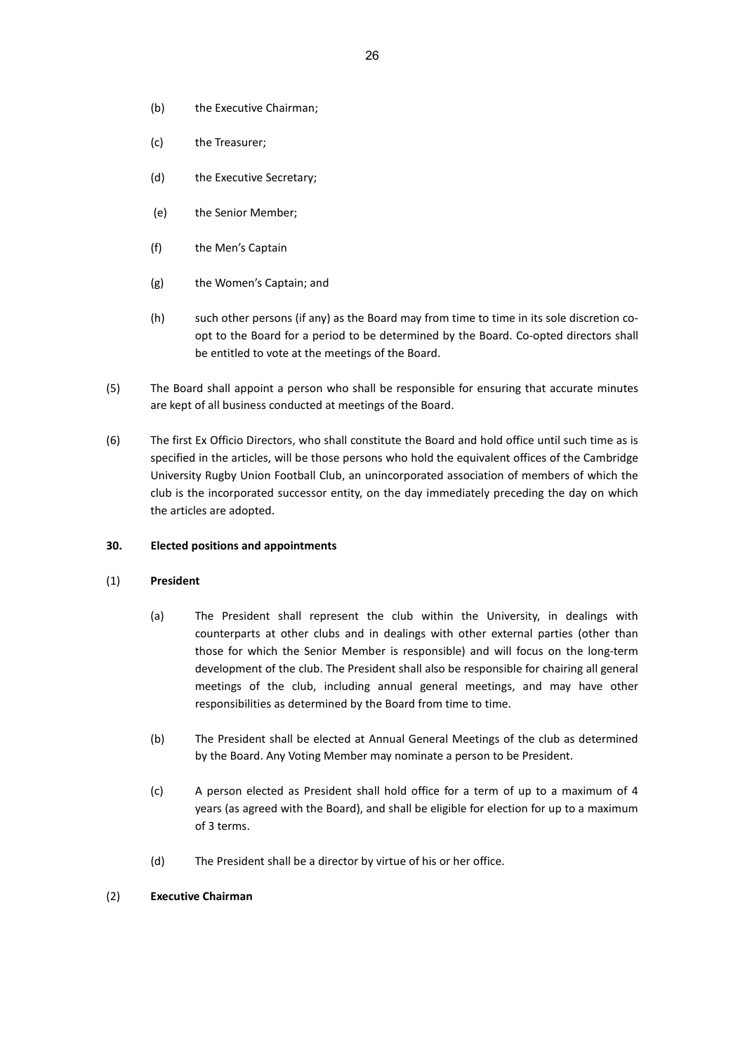(b) the Executive Chairman;

(c) the Treasurer;

(d) the Executive Secretary;

(e) the Senior Member;

(f) the Men's Captain

(g) the Women's Captain; and

(h) such other persons (if any) as the Board may from time to time in its sole discretion co-opt to the Board for a period to be determined by the Board. Co-opted directors shall be entitled to vote at the meetings of the Board.

(5) The Board shall appoint a person who shall be responsible for ensuring that accurate minutes are kept of all business conducted at meetings of the Board.

(6) The first Ex Officio Directors, who shall constitute the Board and hold office until such time as is specified in the articles, will be those persons who hold the equivalent offices of the Cambridge University Rugby Union Football Club, an unincorporated association of members of which the club is the incorporated successor entity, on the day immediately preceding the day on which the articles are adopted.

**30. Elected positions and appointments**

(1) **President**

(a) The President shall represent the club within the University, in dealings with counterparts at other clubs and in dealings with other external parties (other than those for which the Senior Member is responsible) and will focus on the long-term development of the club. The President shall also be responsible for chairing all general meetings of the club, including annual general meetings, and may have other responsibilities as determined by the Board from time to time.

(b) The President shall be elected at Annual General Meetings of the club as determined by the Board. Any Voting Member may nominate a person to be President.

(c) A person elected as President shall hold office for a term of up to a maximum of 4 years (as agreed with the Board), and shall be eligible for election for up to a maximum of 3 terms.

(d) The President shall be a director by virtue of his or her office.

(2) **Executive Chairman**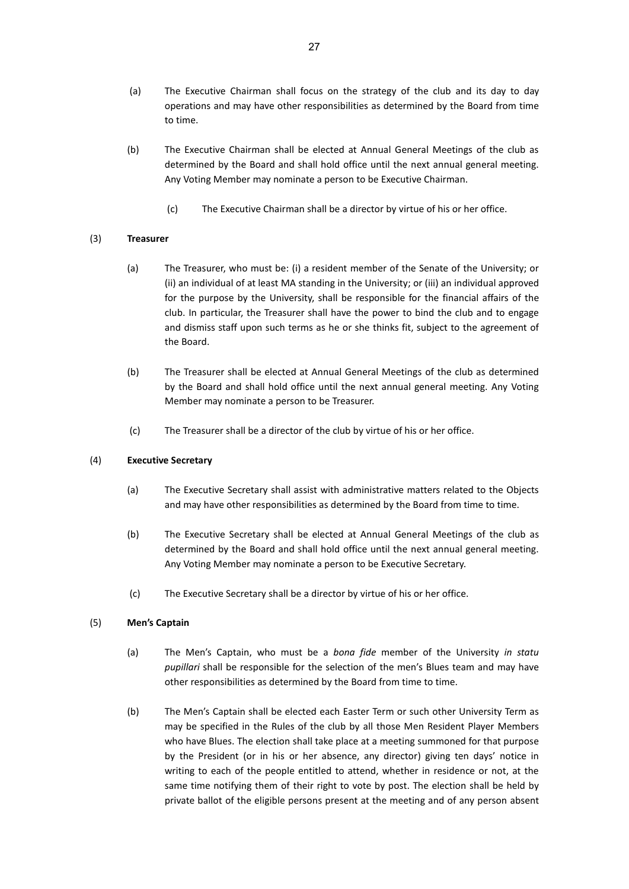(a) The Executive Chairman shall focus on the strategy of the club and its day to day operations and may have other responsibilities as determined by the Board from time to time.

(b) The Executive Chairman shall be elected at Annual General Meetings of the club as determined by the Board and shall hold office until the next annual general meeting. Any Voting Member may nominate a person to be Executive Chairman.

(c) The Executive Chairman shall be a director by virtue of his or her office.

(3) **Treasurer**

(a) The Treasurer, who must be: (i) a resident member of the Senate of the University; or (ii) an individual of at least MA standing in the University; or (iii) an individual approved for the purpose by the University, shall be responsible for the financial affairs of the club. In particular, the Treasurer shall have the power to bind the club and to engage and dismiss staff upon such terms as he or she thinks fit, subject to the agreement of the Board.

(b) The Treasurer shall be elected at Annual General Meetings of the club as determined by the Board and shall hold office until the next annual general meeting. Any Voting Member may nominate a person to be Treasurer.

(c) The Treasurer shall be a director of the club by virtue of his or her office.

(4) **Executive Secretary**

(a) The Executive Secretary shall assist with administrative matters related to the Objects and may have other responsibilities as determined by the Board from time to time.

(b) The Executive Secretary shall be elected at Annual General Meetings of the club as determined by the Board and shall hold office until the next annual general meeting. Any Voting Member may nominate a person to be Executive Secretary.

(c) The Executive Secretary shall be a director by virtue of his or her office.

(5) **Men's Captain**

(a) The Men's Captain, who must be a *bona fide* member of the University *in statu pupillari* shall be responsible for the selection of the men's Blues team and may have other responsibilities as determined by the Board from time to time.

(b) The Men's Captain shall be elected each Easter Term or such other University Term as may be specified in the Rules of the club by all those Men Resident Player Members who have Blues. The election shall take place at a meeting summoned for that purpose by the President (or in his or her absence, any director) giving ten days' notice in writing to each of the people entitled to attend, whether in residence or not, at the same time notifying them of their right to vote by post. The election shall be held by private ballot of the eligible persons present at the meeting and of any person absent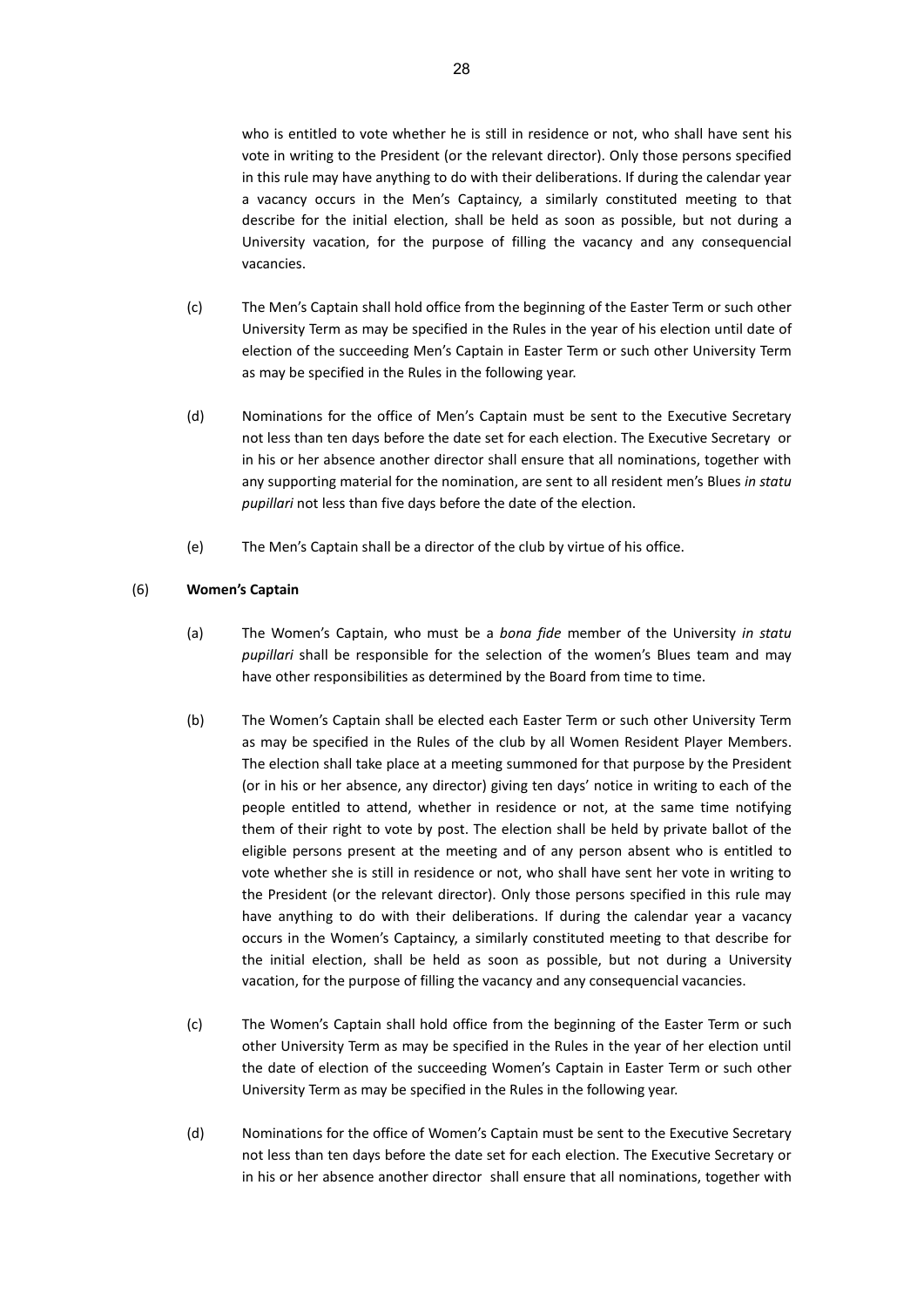who is entitled to vote whether he is still in residence or not, who shall have sent his vote in writing to the President (or the relevant director). Only those persons specified in this rule may have anything to do with their deliberations. If during the calendar year a vacancy occurs in the Men's Captaincy, a similarly constituted meeting to that describe for the initial election, shall be held as soon as possible, but not during a University vacation, for the purpose of filling the vacancy and any consequencial vacancies.

(c) The Men's Captain shall hold office from the beginning of the Easter Term or such other University Term as may be specified in the Rules in the year of his election until date of election of the succeeding Men's Captain in Easter Term or such other University Term as may be specified in the Rules in the following year.

(d) Nominations for the office of Men's Captain must be sent to the Executive Secretary not less than ten days before the date set for each election. The Executive Secretary or in his or her absence another director shall ensure that all nominations, together with any supporting material for the nomination, are sent to all resident men's Blues *in statu pupillari* not less than five days before the date of the election.

(e) The Men's Captain shall be a director of the club by virtue of his office.

(6) **Women's Captain**

(a) The Women's Captain, who must be a *bona fide* member of the University *in statu pupillari* shall be responsible for the selection of the women's Blues team and may have other responsibilities as determined by the Board from time to time.

(b) The Women's Captain shall be elected each Easter Term or such other University Term as may be specified in the Rules of the club by all Women Resident Player Members. The election shall take place at a meeting summoned for that purpose by the President (or in his or her absence, any director) giving ten days' notice in writing to each of the people entitled to attend, whether in residence or not, at the same time notifying them of their right to vote by post. The election shall be held by private ballot of the eligible persons present at the meeting and of any person absent who is entitled to vote whether she is still in residence or not, who shall have sent her vote in writing to the President (or the relevant director). Only those persons specified in this rule may have anything to do with their deliberations. If during the calendar year a vacancy occurs in the Women's Captaincy, a similarly constituted meeting to that describe for the initial election, shall be held as soon as possible, but not during a University vacation, for the purpose of filling the vacancy and any consequencial vacancies.

(c) The Women's Captain shall hold office from the beginning of the Easter Term or such other University Term as may be specified in the Rules in the year of her election until the date of election of the succeeding Women's Captain in Easter Term or such other University Term as may be specified in the Rules in the following year.

(d) Nominations for the office of Women's Captain must be sent to the Executive Secretary not less than ten days before the date set for each election. The Executive Secretary or in his or her absence another director shall ensure that all nominations, together with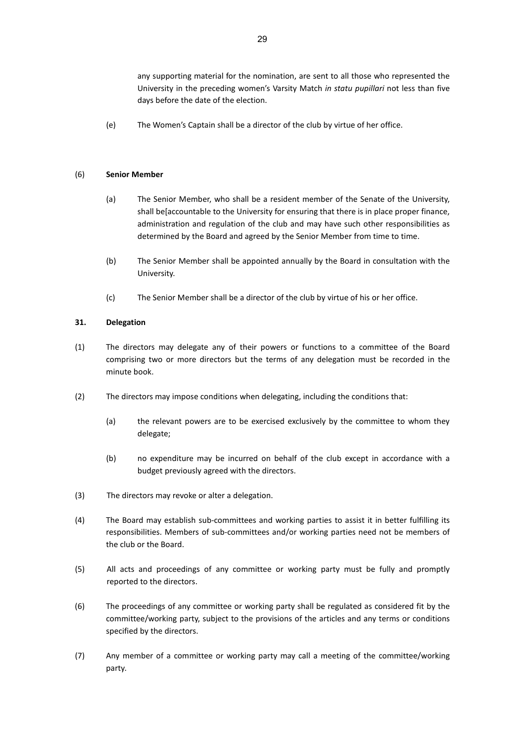any supporting material for the nomination, are sent to all those who represented the University in the preceding women's Varsity Match *in statu pupillari* not less than five days before the date of the election.

(e) The Women's Captain shall be a director of the club by virtue of her office.

(6) **Senior Member**

(a) The Senior Member, who shall be a resident member of the Senate of the University, shall be[accountable to the University for ensuring that there is in place proper finance, administration and regulation of the club and may have such other responsibilities as determined by the Board and agreed by the Senior Member from time to time.

(b) The Senior Member shall be appointed annually by the Board in consultation with the University.

(c) The Senior Member shall be a director of the club by virtue of his or her office.

**31. Delegation**

(1) The directors may delegate any of their powers or functions to a committee of the Board comprising two or more directors but the terms of any delegation must be recorded in the minute book.

(2) The directors may impose conditions when delegating, including the conditions that:

(a) the relevant powers are to be exercised exclusively by the committee to whom they delegate;

(b) no expenditure may be incurred on behalf of the club except in accordance with a budget previously agreed with the directors.

(3) The directors may revoke or alter a delegation.

(4) The Board may establish sub-committees and working parties to assist it in better fulfilling its responsibilities. Members of sub-committees and/or working parties need not be members of the club or the Board.

(5) All acts and proceedings of any committee or working party must be fully and promptly reported to the directors.

(6) The proceedings of any committee or working party shall be regulated as considered fit by the committee/working party, subject to the provisions of the articles and any terms or conditions specified by the directors.

(7) Any member of a committee or working party may call a meeting of the committee/working party.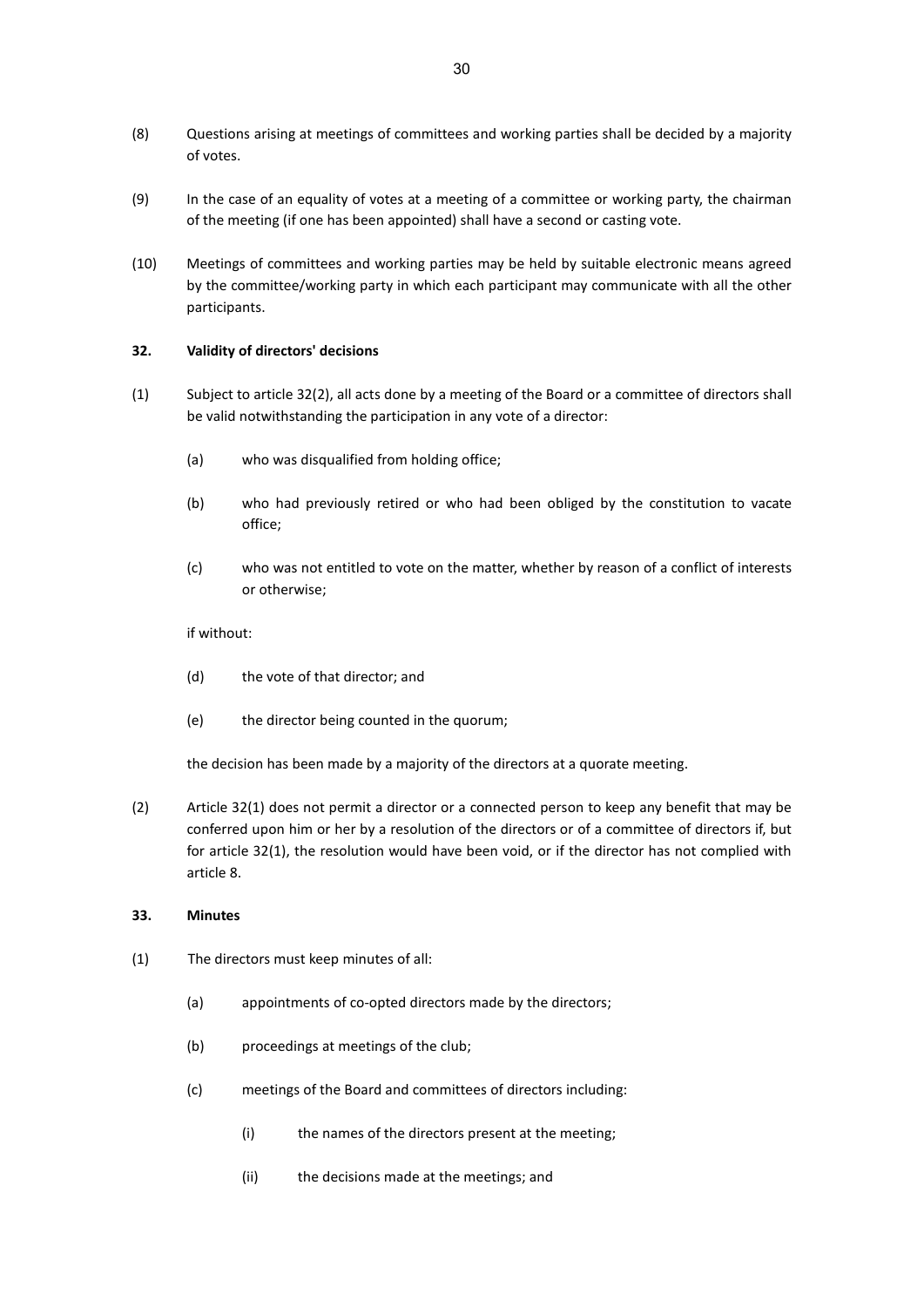(8) Questions arising at meetings of committees and working parties shall be decided by a majority of votes.

(9) In the case of an equality of votes at a meeting of a committee or working party, the chairman of the meeting (if one has been appointed) shall have a second or casting vote.

(10) Meetings of committees and working parties may be held by suitable electronic means agreed by the committee/working party in which each participant may communicate with all the other participants.

**32. Validity of directors' decisions**

(1) Subject to article 32(2), all acts done by a meeting of the Board or a committee of directors shall be valid notwithstanding the participation in any vote of a director:

- (a) who was disqualified from holding office;
- (b) who had previously retired or who had been obliged by the constitution to vacate office;
- (c) who was not entitled to vote on the matter, whether by reason of a conflict of interests or otherwise;

if without:

- (d) the vote of that director; and
- (e) the director being counted in the quorum;

the decision has been made by a majority of the directors at a quorate meeting.

(2) Article 32(1) does not permit a director or a connected person to keep any benefit that may be conferred upon him or her by a resolution of the directors or of a committee of directors if, but for article 32(1), the resolution would have been void, or if the director has not complied with article 8.

**33. Minutes**

(1) The directors must keep minutes of all:

- (a) appointments of co-opted directors made by the directors;
- (b) proceedings at meetings of the club;
- (c) meetings of the Board and committees of directors including:
  - (i) the names of the directors present at the meeting;
  - (ii) the decisions made at the meetings; and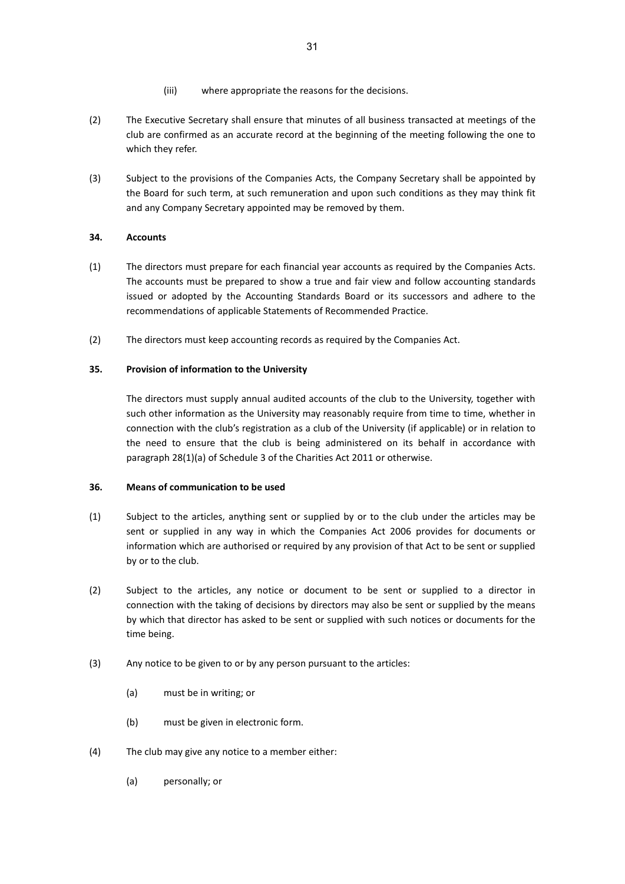(iii) where appropriate the reasons for the decisions.

(2) The Executive Secretary shall ensure that minutes of all business transacted at meetings of the club are confirmed as an accurate record at the beginning of the meeting following the one to which they refer.

(3) Subject to the provisions of the Companies Acts, the Company Secretary shall be appointed by the Board for such term, at such remuneration and upon such conditions as they may think fit and any Company Secretary appointed may be removed by them.

**34. Accounts**

(1) The directors must prepare for each financial year accounts as required by the Companies Acts. The accounts must be prepared to show a true and fair view and follow accounting standards issued or adopted by the Accounting Standards Board or its successors and adhere to the recommendations of applicable Statements of Recommended Practice.

(2) The directors must keep accounting records as required by the Companies Act.

**35. Provision of information to the University**

The directors must supply annual audited accounts of the club to the University, together with such other information as the University may reasonably require from time to time, whether in connection with the club's registration as a club of the University (if applicable) or in relation to the need to ensure that the club is being administered on its behalf in accordance with paragraph 28(1)(a) of Schedule 3 of the Charities Act 2011 or otherwise.

**36. Means of communication to be used**

(1) Subject to the articles, anything sent or supplied by or to the club under the articles may be sent or supplied in any way in which the Companies Act 2006 provides for documents or information which are authorised or required by any provision of that Act to be sent or supplied by or to the club.

(2) Subject to the articles, any notice or document to be sent or supplied to a director in connection with the taking of decisions by directors may also be sent or supplied by the means by which that director has asked to be sent or supplied with such notices or documents for the time being.

(3) Any notice to be given to or by any person pursuant to the articles:

(a) must be in writing; or

(b) must be given in electronic form.

(4) The club may give any notice to a member either:

(a) personally; or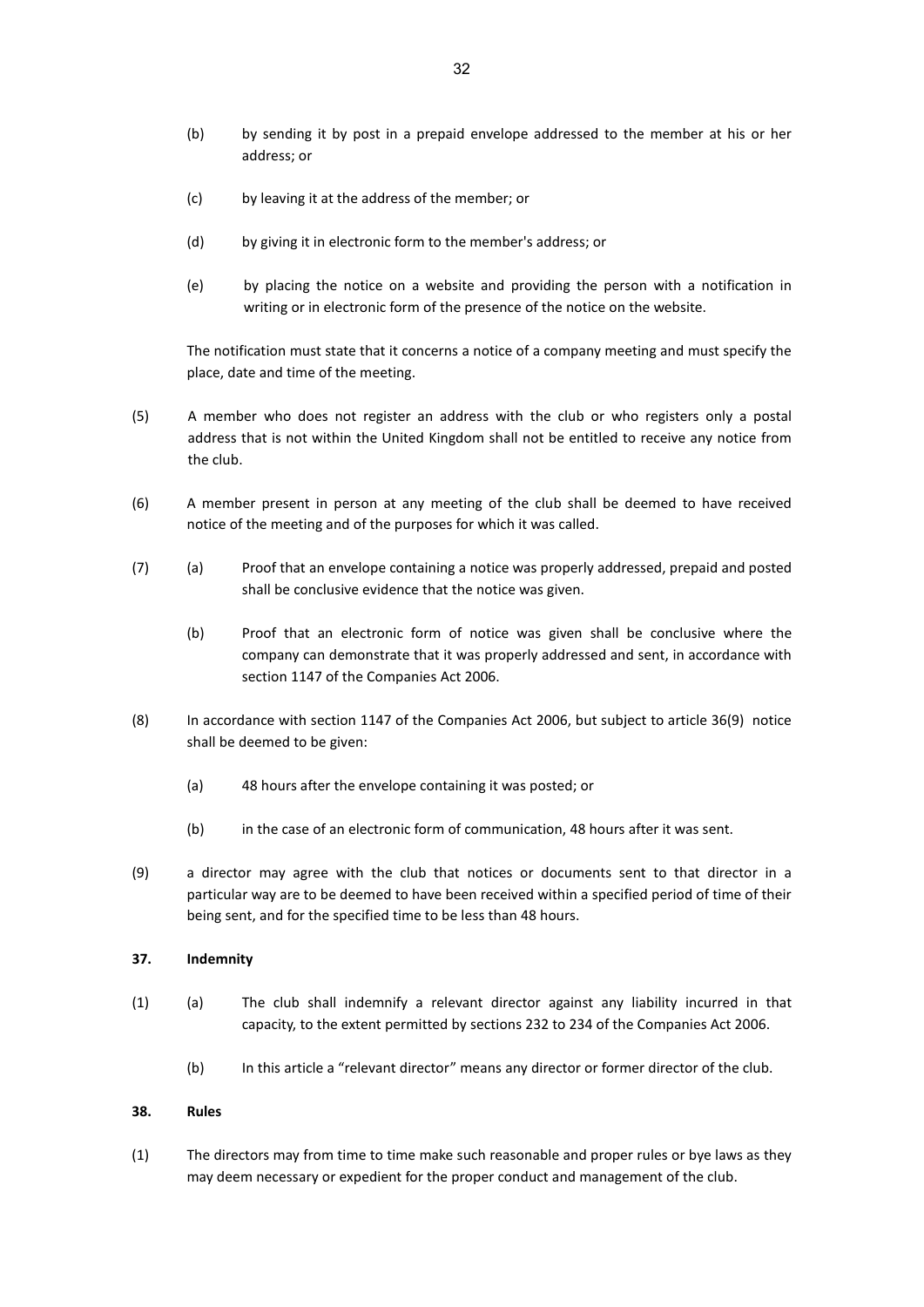(b) by sending it by post in a prepaid envelope addressed to the member at his or her address; or

(c) by leaving it at the address of the member; or

(d) by giving it in electronic form to the member's address; or

(e) by placing the notice on a website and providing the person with a notification in writing or in electronic form of the presence of the notice on the website.

The notification must state that it concerns a notice of a company meeting and must specify the place, date and time of the meeting.

(5) A member who does not register an address with the club or who registers only a postal address that is not within the United Kingdom shall not be entitled to receive any notice from the club.

(6) A member present in person at any meeting of the club shall be deemed to have received notice of the meeting and of the purposes for which it was called.

(7) (a) Proof that an envelope containing a notice was properly addressed, prepaid and posted shall be conclusive evidence that the notice was given.

(b) Proof that an electronic form of notice was given shall be conclusive where the company can demonstrate that it was properly addressed and sent, in accordance with section 1147 of the Companies Act 2006.

(8) In accordance with section 1147 of the Companies Act 2006, but subject to article 36(9) notice shall be deemed to be given:

(a) 48 hours after the envelope containing it was posted; or

(b) in the case of an electronic form of communication, 48 hours after it was sent.

(9) a director may agree with the club that notices or documents sent to that director in a particular way are to be deemed to have been received within a specified period of time of their being sent, and for the specified time to be less than 48 hours.

**37. Indemnity**

(1) (a) The club shall indemnify a relevant director against any liability incurred in that capacity, to the extent permitted by sections 232 to 234 of the Companies Act 2006.

(b) In this article a “relevant director” means any director or former director of the club.

**38. Rules**

(1) The directors may from time to time make such reasonable and proper rules or bye laws as they may deem necessary or expedient for the proper conduct and management of the club.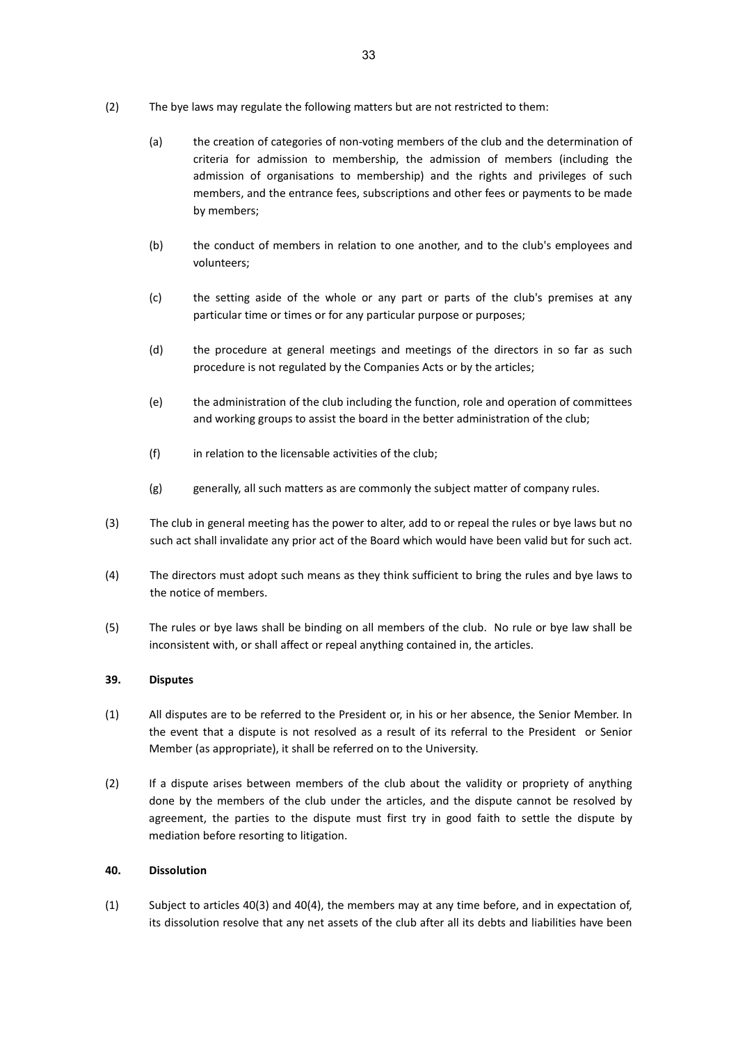(2) The bye laws may regulate the following matters but are not restricted to them:

(a) the creation of categories of non-voting members of the club and the determination of criteria for admission to membership, the admission of members (including the admission of organisations to membership) and the rights and privileges of such members, and the entrance fees, subscriptions and other fees or payments to be made by members;

(b) the conduct of members in relation to one another, and to the club's employees and volunteers;

(c) the setting aside of the whole or any part or parts of the club's premises at any particular time or times or for any particular purpose or purposes;

(d) the procedure at general meetings and meetings of the directors in so far as such procedure is not regulated by the Companies Acts or by the articles;

(e) the administration of the club including the function, role and operation of committees and working groups to assist the board in the better administration of the club;

(f) in relation to the licensable activities of the club;

(g) generally, all such matters as are commonly the subject matter of company rules.

(3) The club in general meeting has the power to alter, add to or repeal the rules or bye laws but no such act shall invalidate any prior act of the Board which would have been valid but for such act.

(4) The directors must adopt such means as they think sufficient to bring the rules and bye laws to the notice of members.

(5) The rules or bye laws shall be binding on all members of the club. No rule or bye law shall be inconsistent with, or shall affect or repeal anything contained in, the articles.

**39. Disputes**

(1) All disputes are to be referred to the President or, in his or her absence, the Senior Member. In the event that a dispute is not resolved as a result of its referral to the President or Senior Member (as appropriate), it shall be referred on to the University.

(2) If a dispute arises between members of the club about the validity or propriety of anything done by the members of the club under the articles, and the dispute cannot be resolved by agreement, the parties to the dispute must first try in good faith to settle the dispute by mediation before resorting to litigation.

**40. Dissolution**

(1) Subject to articles 40(3) and 40(4), the members may at any time before, and in expectation of, its dissolution resolve that any net assets of the club after all its debts and liabilities have been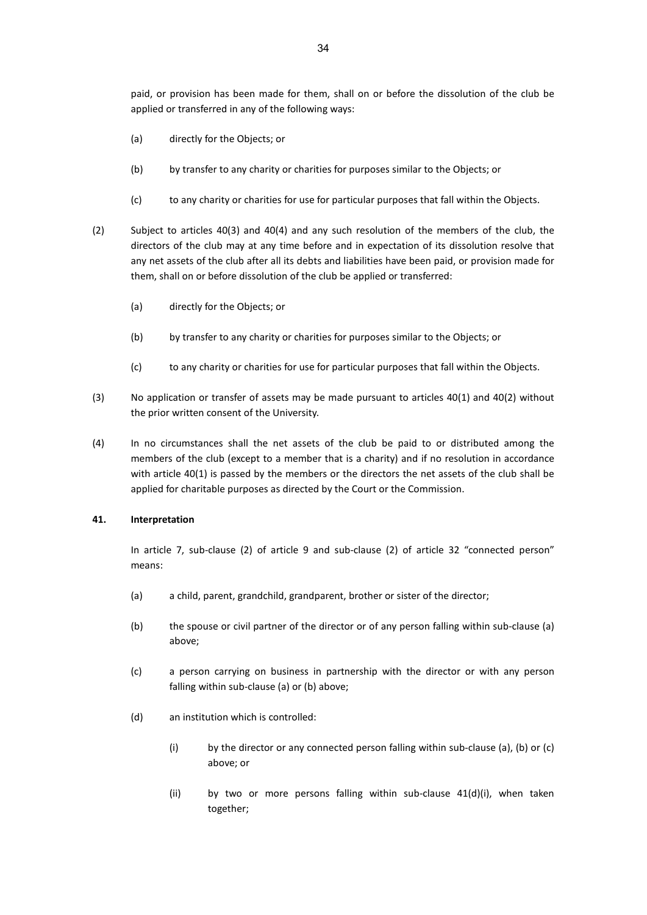paid, or provision has been made for them, shall on or before the dissolution of the club be applied or transferred in any of the following ways:

(a) directly for the Objects; or

(b) by transfer to any charity or charities for purposes similar to the Objects; or

(c) to any charity or charities for use for particular purposes that fall within the Objects.

(2) Subject to articles 40(3) and 40(4) and any such resolution of the members of the club, the directors of the club may at any time before and in expectation of its dissolution resolve that any net assets of the club after all its debts and liabilities have been paid, or provision made for them, shall on or before dissolution of the club be applied or transferred:

(a) directly for the Objects; or

(b) by transfer to any charity or charities for purposes similar to the Objects; or

(c) to any charity or charities for use for particular purposes that fall within the Objects.

(3) No application or transfer of assets may be made pursuant to articles 40(1) and 40(2) without the prior written consent of the University.

(4) In no circumstances shall the net assets of the club be paid to or distributed among the members of the club (except to a member that is a charity) and if no resolution in accordance with article 40(1) is passed by the members or the directors the net assets of the club shall be applied for charitable purposes as directed by the Court or the Commission.

**41. Interpretation**

In article 7, sub-clause (2) of article 9 and sub-clause (2) of article 32 "connected person" means:

(a) a child, parent, grandchild, grandparent, brother or sister of the director;

(b) the spouse or civil partner of the director or of any person falling within sub-clause (a) above;

(c) a person carrying on business in partnership with the director or with any person falling within sub-clause (a) or (b) above;

(d) an institution which is controlled:

(i) by the director or any connected person falling within sub-clause (a), (b) or (c) above; or

(ii) by two or more persons falling within sub-clause 41(d)(i), when taken together;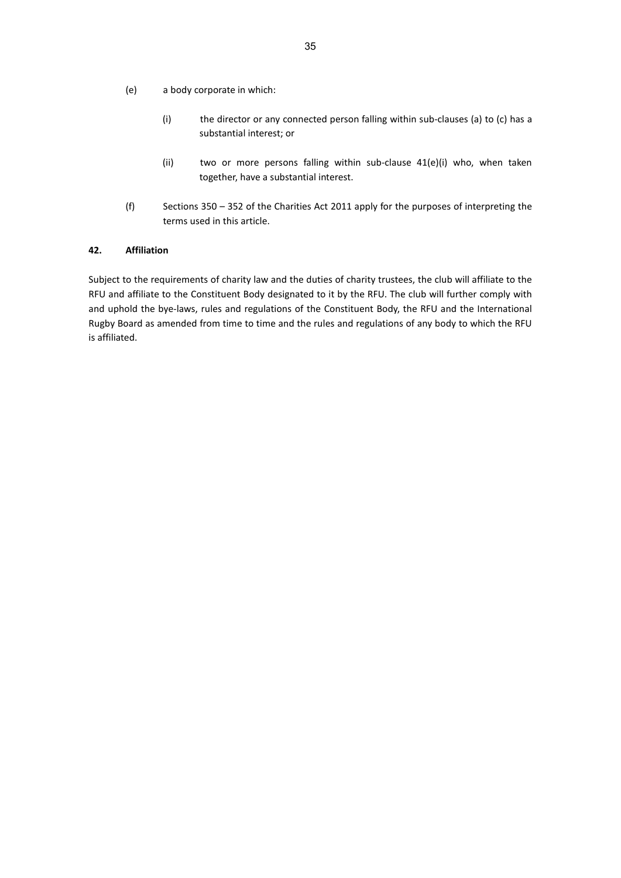(e) a body corporate in which:

  (i) the director or any connected person falling within sub-clauses (a) to (c) has a substantial interest; or

  (ii) two or more persons falling within sub-clause 41(e)(i) who, when taken together, have a substantial interest.

(f) Sections 350 – 352 of the Charities Act 2011 apply for the purposes of interpreting the terms used in this article.

**42. Affiliation**

Subject to the requirements of charity law and the duties of charity trustees, the club will affiliate to the RFU and affiliate to the Constituent Body designated to it by the RFU. The club will further comply with and uphold the bye-laws, rules and regulations of the Constituent Body, the RFU and the International Rugby Board as amended from time to time and the rules and regulations of any body to which the RFU is affiliated.